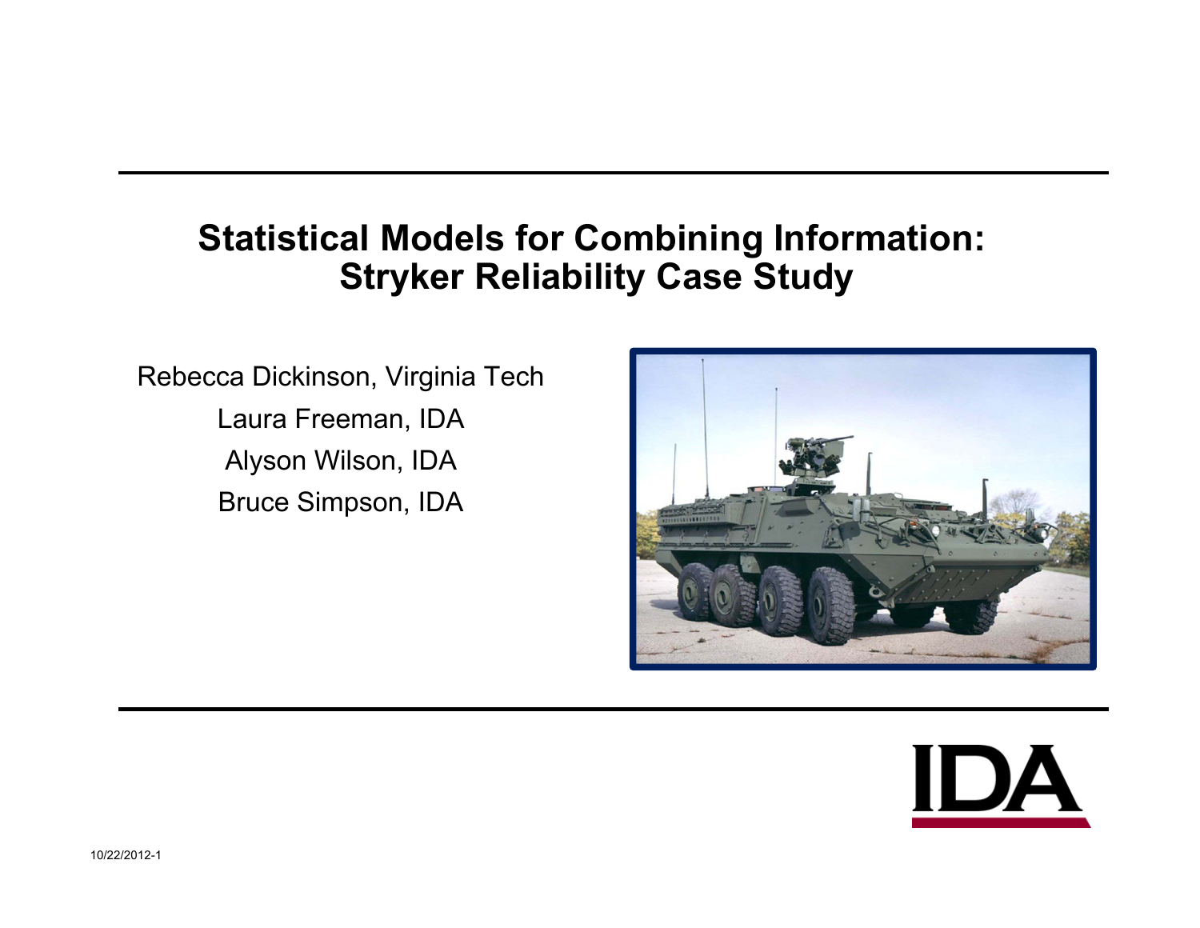# Statistical Models for Combining Information: Stryker Reliability Case Study

Rebecca Dickinson, Virginia Tech

Laura Freeman, IDA

Alyson Wilson, IDA

Bruce Simpson, IDA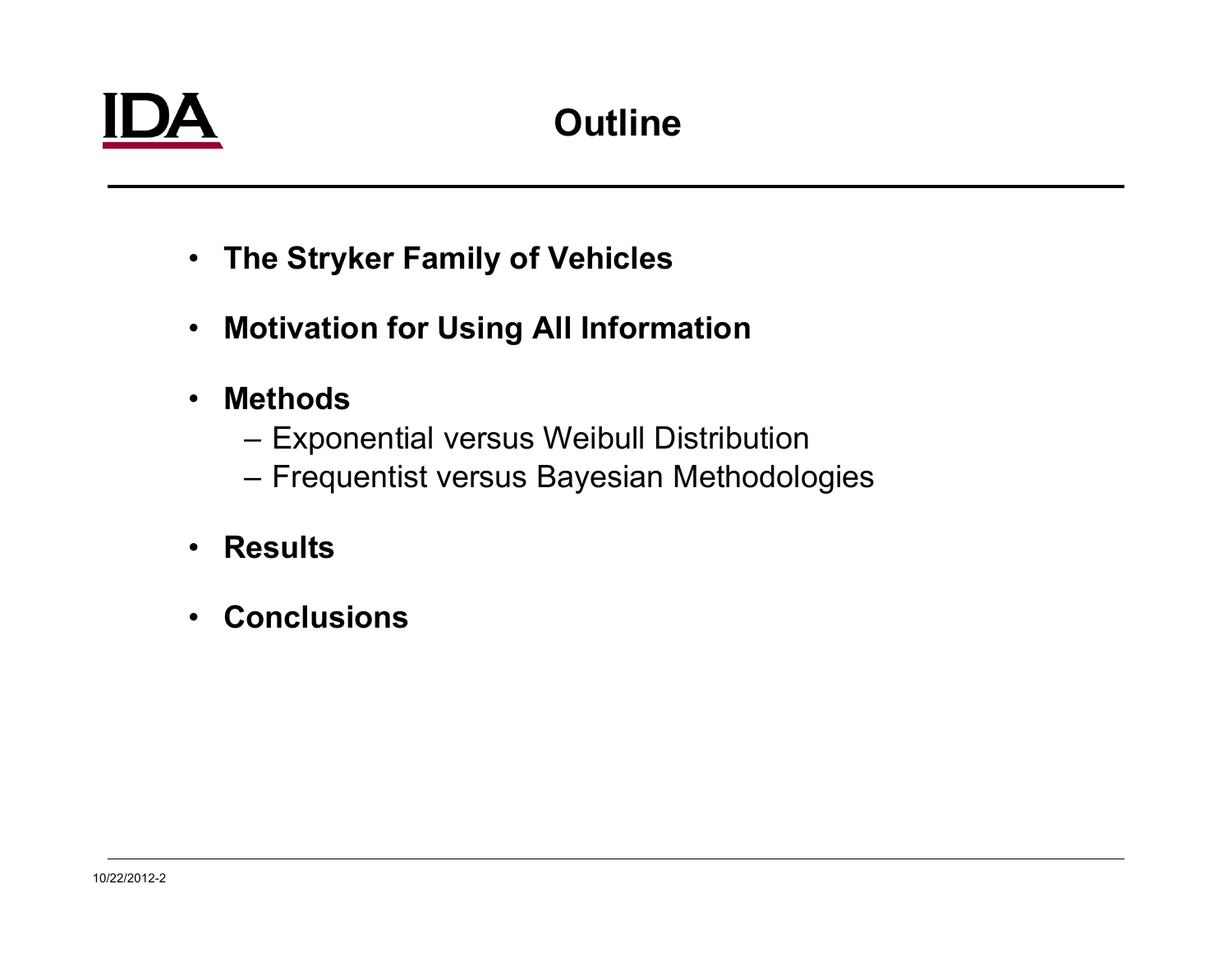# Outline

- **The Stryker Family of Vehicles**
- **Motivation for Using All Information**
- **Methods**
  - Exponential versus Weibull Distribution
  - Frequentist versus Bayesian Methodologies
- **Results**
- **Conclusions**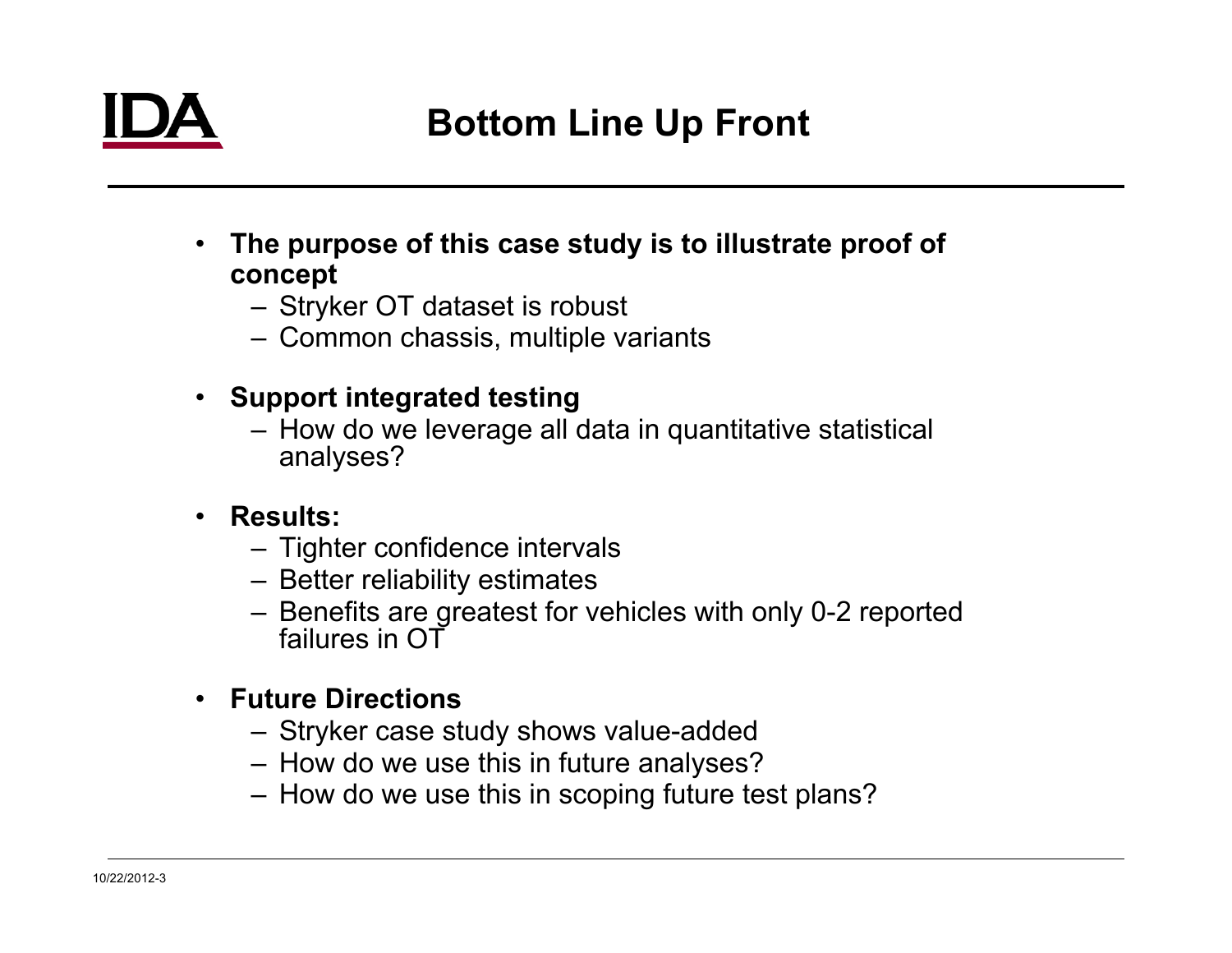# Bottom Line Up Front

- **The purpose of this case study is to illustrate proof of concept**
  - Stryker OT dataset is robust
  - Common chassis, multiple variants
- **Support integrated testing**
  - How do we leverage all data in quantitative statistical analyses?
- **Results:**
  - Tighter confidence intervals
  - Better reliability estimates
  - Benefits are greatest for vehicles with only 0-2 reported failures in OT
- **Future Directions**
  - Stryker case study shows value-added
  - How do we use this in future analyses?
  - How do we use this in scoping future test plans?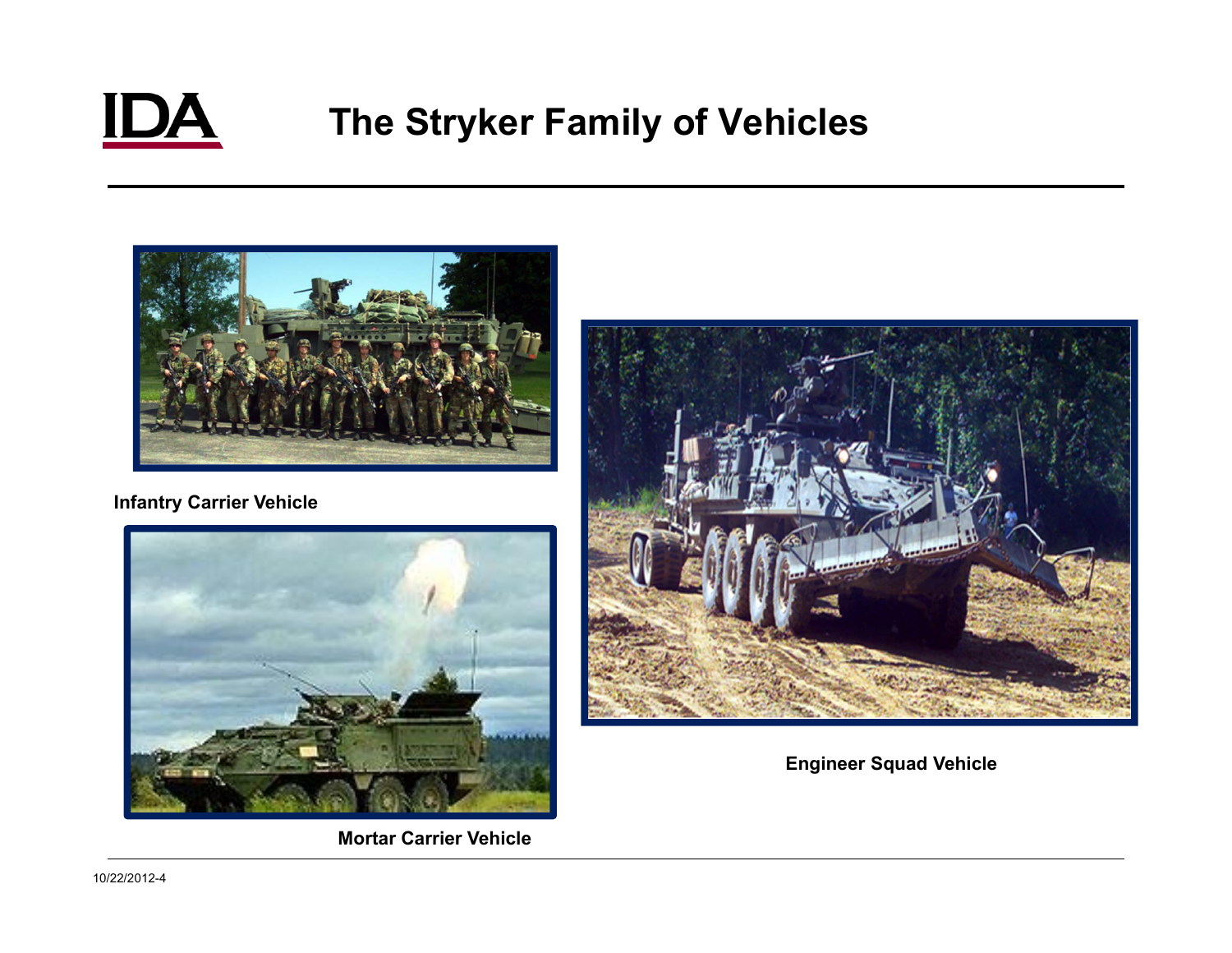# The Stryker Family of Vehicles

Infantry Carrier Vehicle

Mortar Carrier Vehicle

Engineer Squad Vehicle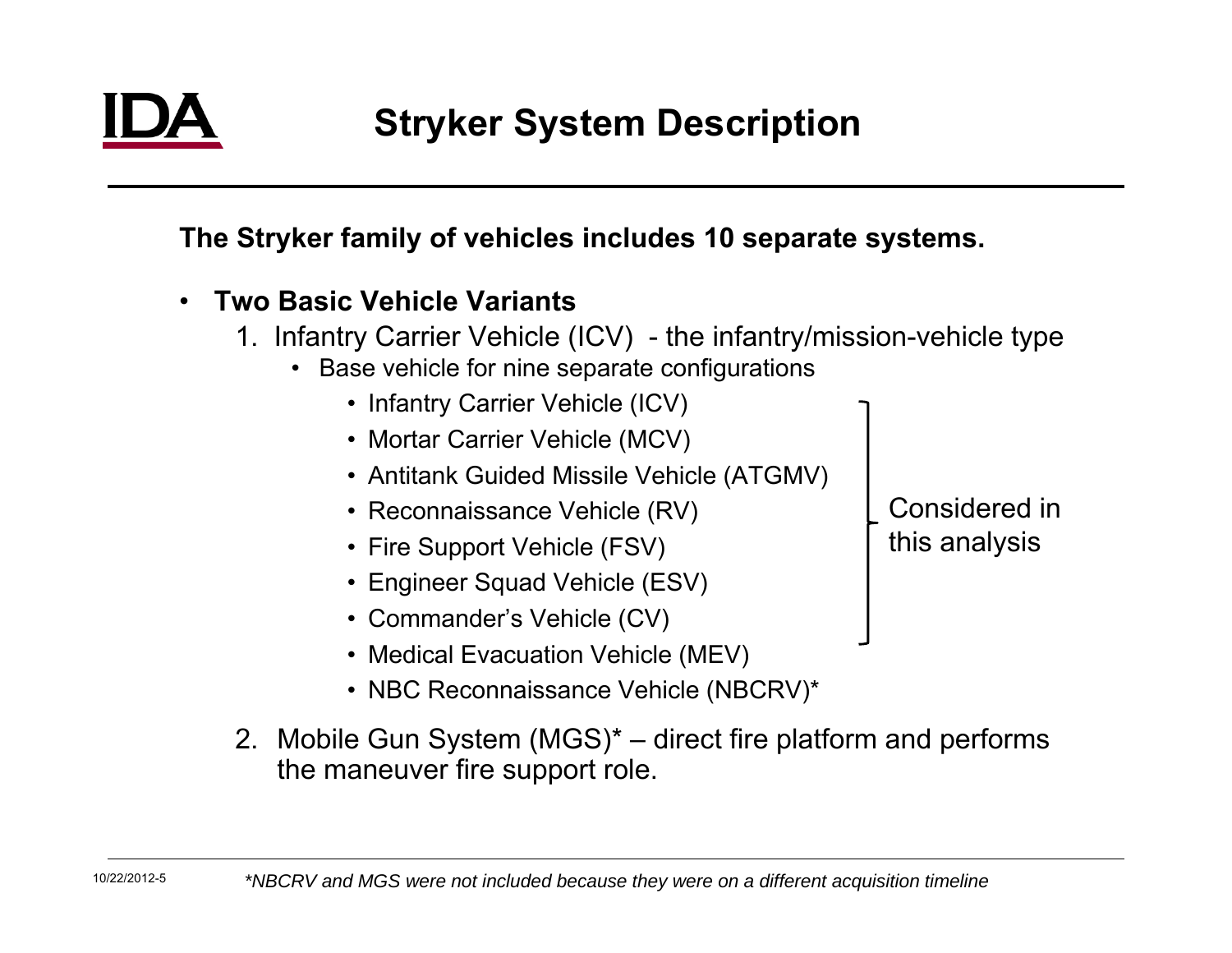# Stryker System Description

**The Stryker family of vehicles includes 10 separate systems.**

- **Two Basic Vehicle Variants**
  1. Infantry Carrier Vehicle (ICV) - the infantry/mission-vehicle type
     - Base vehicle for nine separate configurations
       - Infantry Carrier Vehicle (ICV)
       - Mortar Carrier Vehicle (MCV)
       - Antitank Guided Missile Vehicle (ATGMV)
       - Reconnaissance Vehicle (RV)
       - Fire Support Vehicle (FSV)
       - Engineer Squad Vehicle (ESV)
       - Commander's Vehicle (CV)
       - Medical Evacuation Vehicle (MEV)
       - NBC Reconnaissance Vehicle (NBCRV)*

       (ICV through CV: Considered in this analysis)
  2. Mobile Gun System (MGS)* – direct fire platform and performs the maneuver fire support role.

*\*NBCRV and MGS were not included because they were on a different acquisition timeline*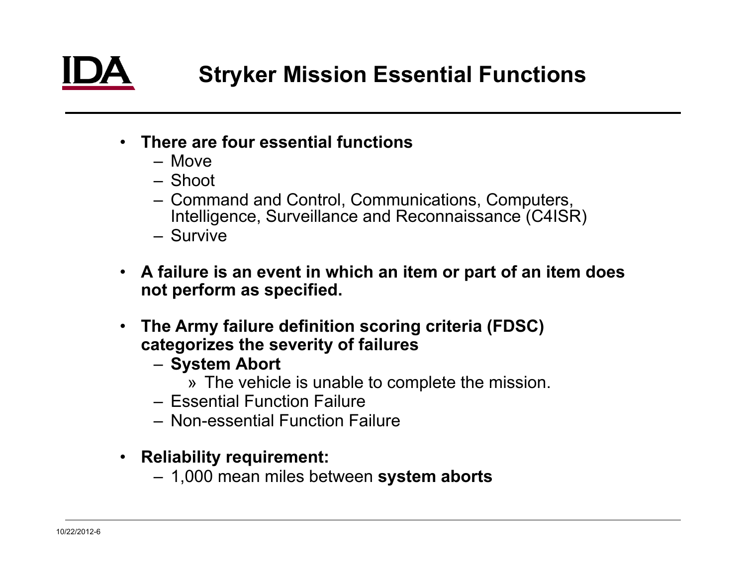# Stryker Mission Essential Functions

- **There are four essential functions**
  - Move
  - Shoot
  - Command and Control, Communications, Computers, Intelligence, Surveillance and Reconnaissance (C4ISR)
  - Survive

- **A failure is an event in which an item or part of an item does not perform as specified.**

- **The Army failure definition scoring criteria (FDSC) categorizes the severity of failures**
  - **System Abort**
    - The vehicle is unable to complete the mission.
  - Essential Function Failure
  - Non-essential Function Failure

- **Reliability requirement:**
  - 1,000 mean miles between **system aborts**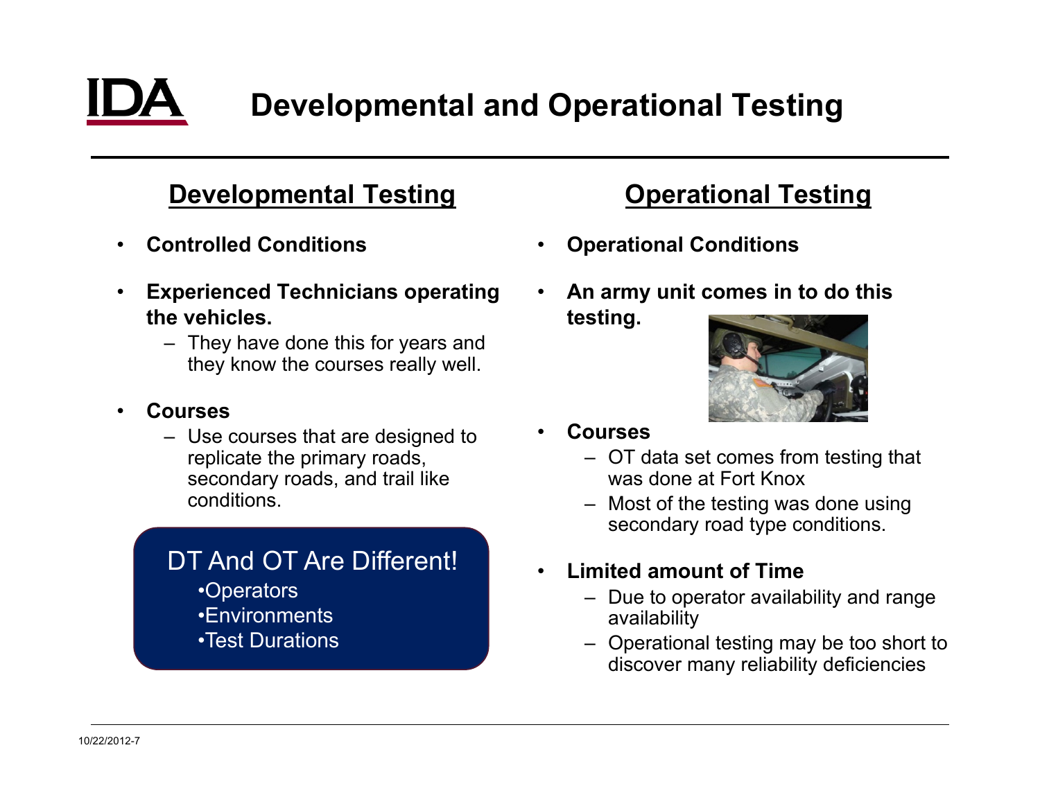# Developmental and Operational Testing

## Developmental Testing

- **Controlled Conditions**
- **Experienced Technicians operating the vehicles.**
  - They have done this for years and they know the courses really well.
- **Courses**
  - Use courses that are designed to replicate the primary roads, secondary roads, and trail like conditions.

**DT And OT Are Different!**

- Operators
- Environments
- Test Durations

## Operational Testing

- **Operational Conditions**
- **An army unit comes in to do this testing.**
- **Courses**
  - OT data set comes from testing that was done at Fort Knox
  - Most of the testing was done using secondary road type conditions.
- **Limited amount of Time**
  - Due to operator availability and range availability
  - Operational testing may be too short to discover many reliability deficiencies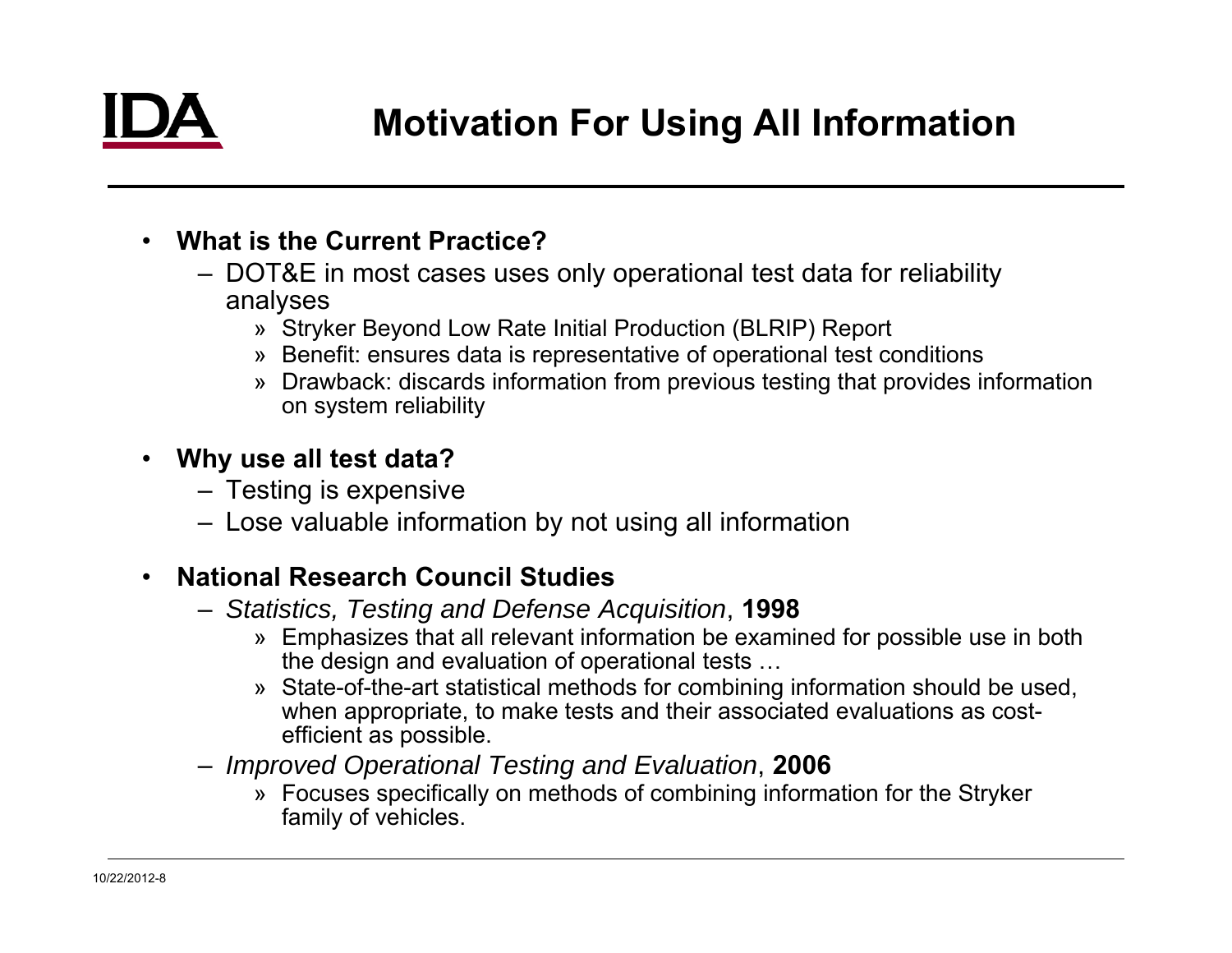# Motivation For Using All Information

- **What is the Current Practice?**
  - DOT&E in most cases uses only operational test data for reliability analyses
    - Stryker Beyond Low Rate Initial Production (BLRIP) Report
    - Benefit: ensures data is representative of operational test conditions
    - Drawback: discards information from previous testing that provides information on system reliability

- **Why use all test data?**
  - Testing is expensive
  - Lose valuable information by not using all information

- **National Research Council Studies**
  - *Statistics, Testing and Defense Acquisition*, **1998**
    - Emphasizes that all relevant information be examined for possible use in both the design and evaluation of operational tests …
    - State-of-the-art statistical methods for combining information should be used, when appropriate, to make tests and their associated evaluations as cost-efficient as possible.
  - *Improved Operational Testing and Evaluation*, **2006**
    - Focuses specifically on methods of combining information for the Stryker family of vehicles.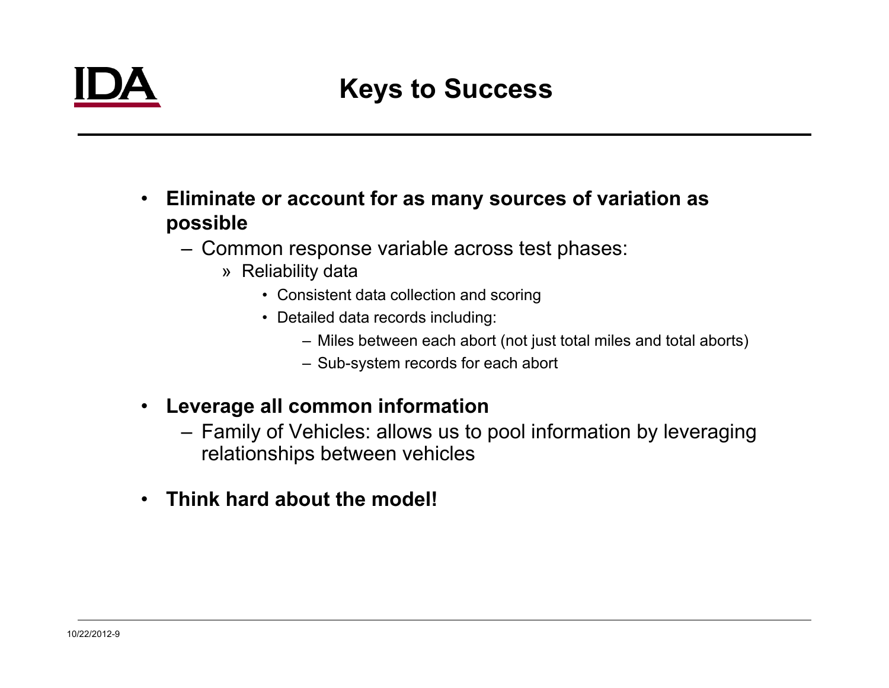# Keys to Success

- **Eliminate or account for as many sources of variation as possible**
  - Common response variable across test phases:
    - Reliability data
      - Consistent data collection and scoring
      - Detailed data records including:
        - Miles between each abort (not just total miles and total aborts)
        - Sub-system records for each abort
- **Leverage all common information**
  - Family of Vehicles: allows us to pool information by leveraging relationships between vehicles
- **Think hard about the model!**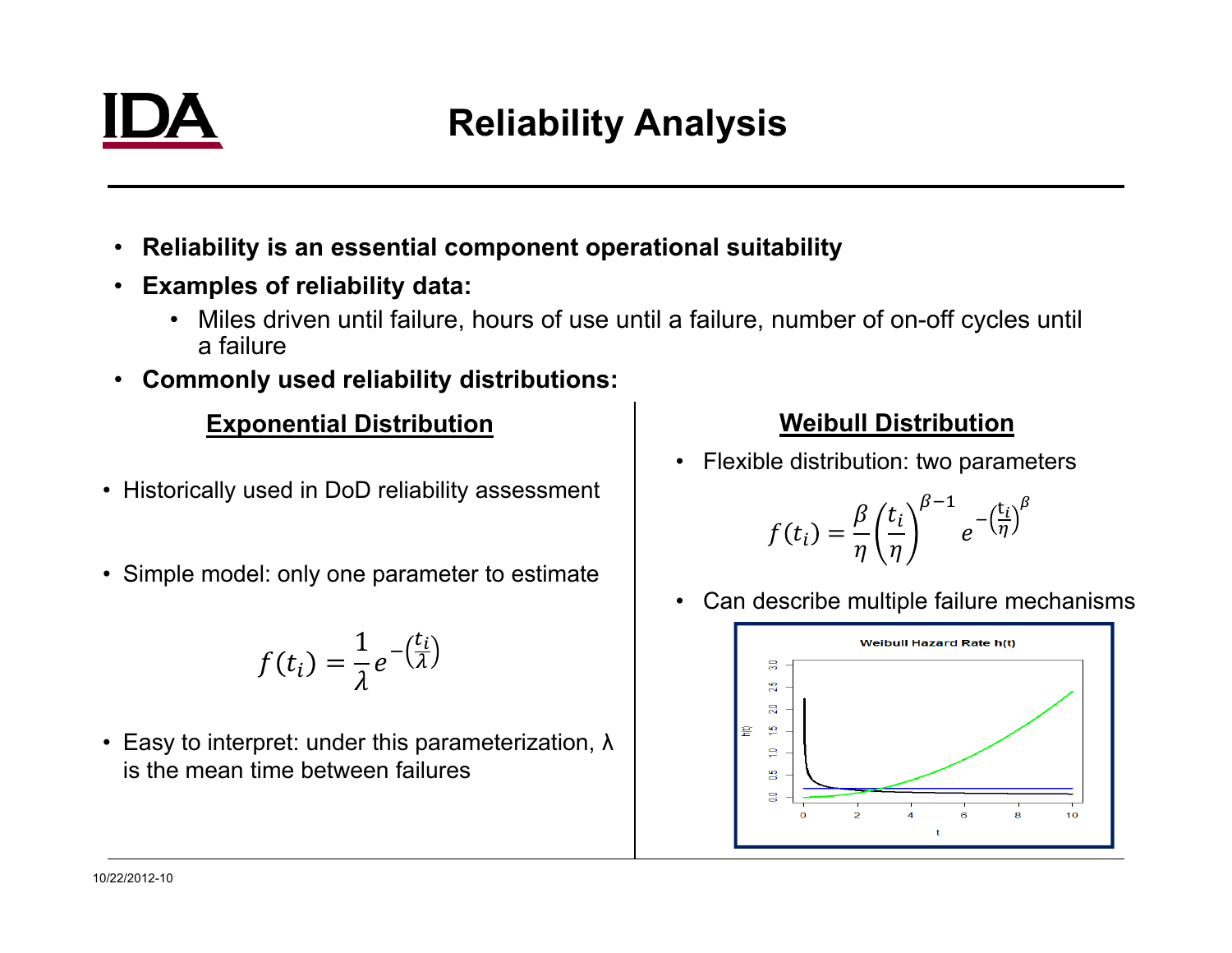# Reliability Analysis

- **Reliability is an essential component operational suitability**
- **Examples of reliability data:**
  - Miles driven until failure, hours of use until a failure, number of on-off cycles until a failure
- **Commonly used reliability distributions:**

## Exponential Distribution

- Historically used in DoD reliability assessment
- Simple model: only one parameter to estimate

$$f(t_i) = \frac{1}{\lambda} e^{-\left(\frac{t_i}{\lambda}\right)}$$

- Easy to interpret: under this parameterization, λ is the mean time between failures

## Weibull Distribution

- Flexible distribution: two parameters

$$f(t_i) = \frac{\beta}{\eta}\left(\frac{t_i}{\eta}\right)^{\beta-1} e^{-\left(\frac{t_i}{\eta}\right)^{\beta}}$$

- Can describe multiple failure mechanisms

Weibull Hazard Rate h(t)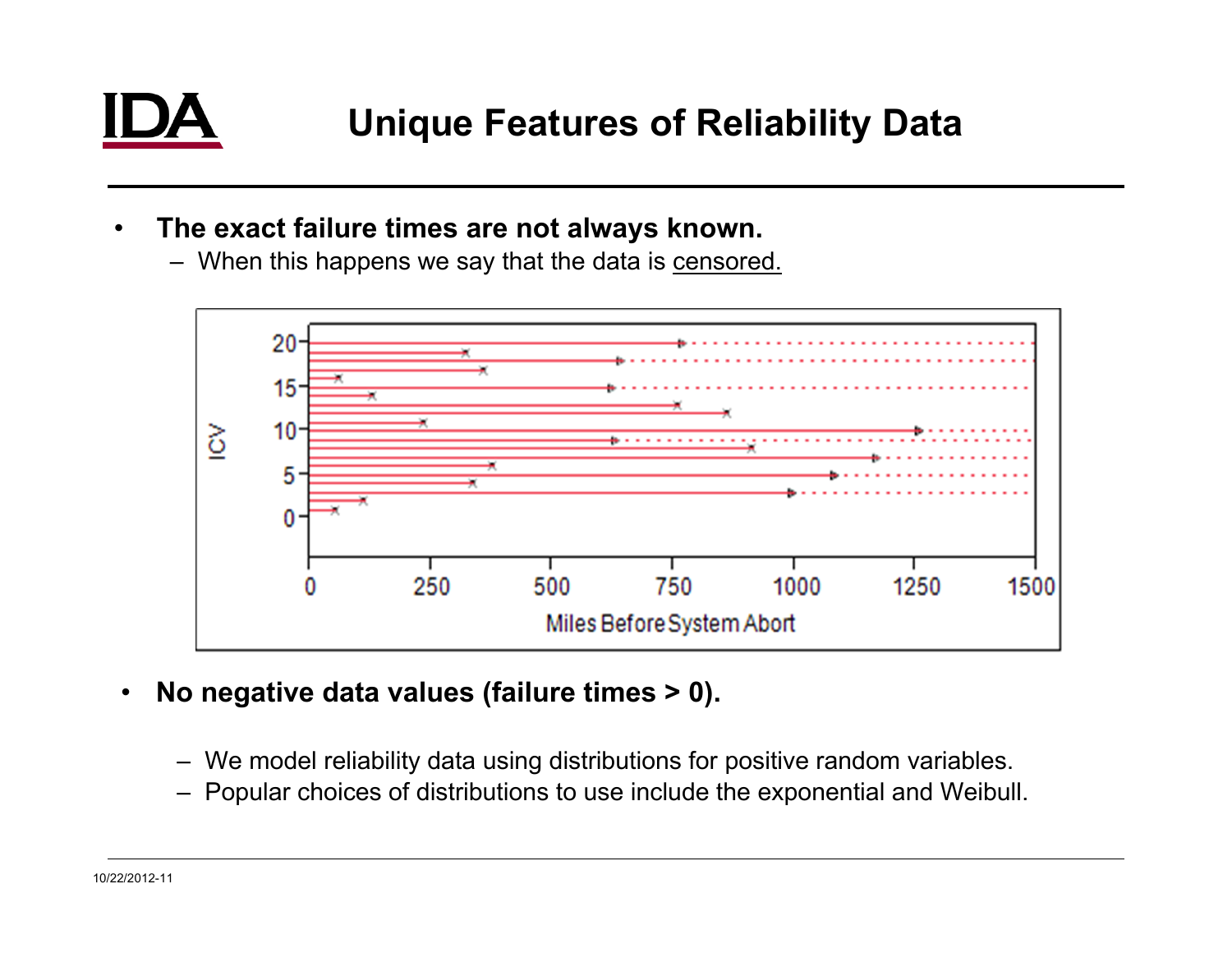# Unique Features of Reliability Data

- **The exact failure times are not always known.**
  - When this happens we say that the data is censored.

- **No negative data values (failure times > 0).**
  - We model reliability data using distributions for positive random variables.
  - Popular choices of distributions to use include the exponential and Weibull.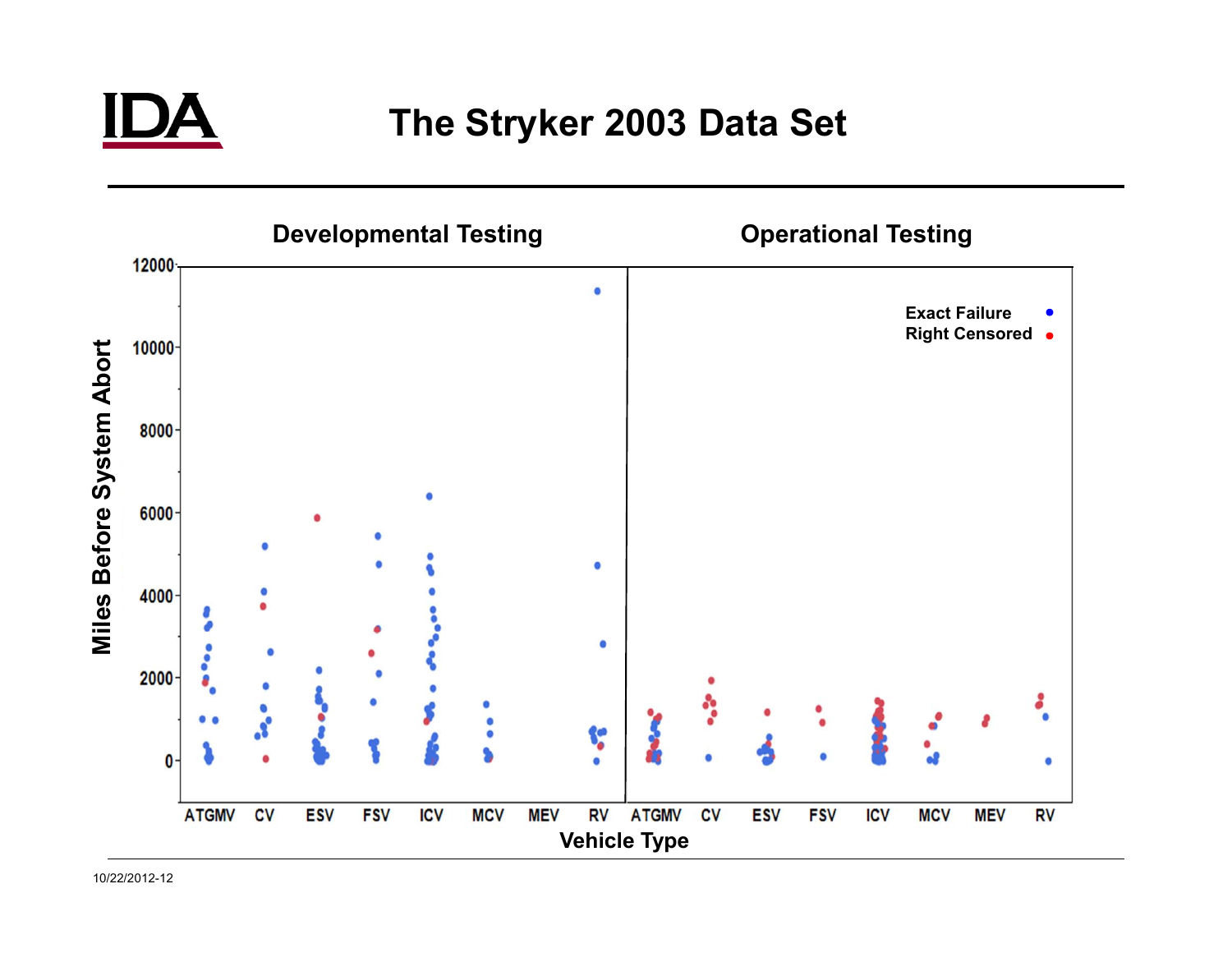# The Stryker 2003 Data Set

Developmental Testing | Operational Testing

Miles Before System Abort

Vehicle Type: ATGMV, CV, ESV, FSV, ICV, MCV, MEV, RV

Exact Failure • Right Censored •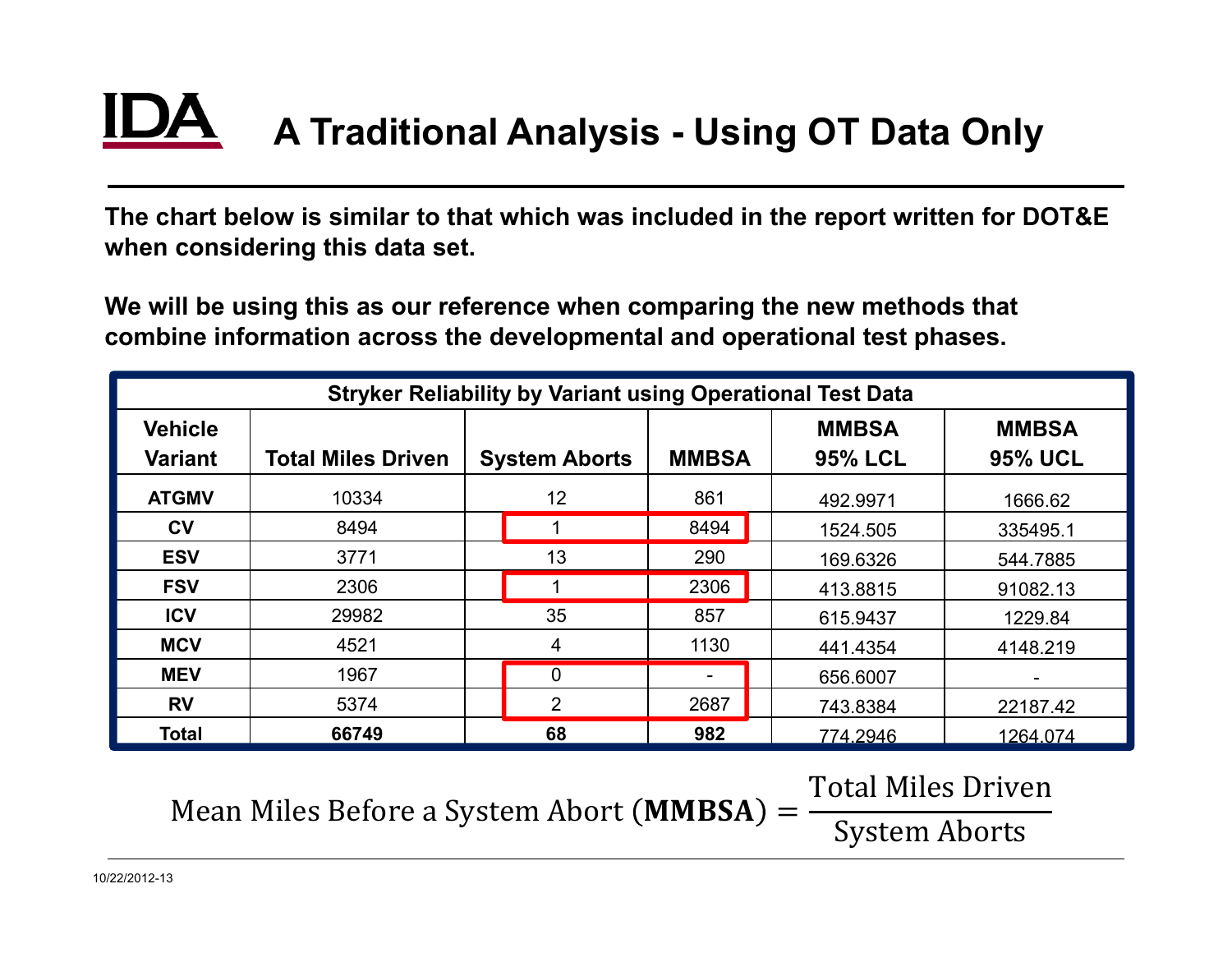# A Traditional Analysis - Using OT Data Only

**The chart below is similar to that which was included in the report written for DOT&E when considering this data set.**

**We will be using this as our reference when comparing the new methods that combine information across the developmental and operational test phases.**

**Stryker Reliability by Variant using Operational Test Data**

| Vehicle Variant | Total Miles Driven | System Aborts | MMBSA | MMBSA 95% LCL | MMBSA 95% UCL |
|---|---|---|---|---|---|
| **ATGMV** | 10334 | 12 | 861 | 492.9971 | 1666.62 |
| **CV** | 8494 | 1 | 8494 | 1524.505 | 335495.1 |
| **ESV** | 3771 | 13 | 290 | 169.6326 | 544.7885 |
| **FSV** | 2306 | 1 | 2306 | 413.8815 | 91082.13 |
| **ICV** | 29982 | 35 | 857 | 615.9437 | 1229.84 |
| **MCV** | 4521 | 4 | 1130 | 441.4354 | 4148.219 |
| **MEV** | 1967 | 0 | - | 656.6007 | - |
| **RV** | 5374 | 2 | 2687 | 743.8384 | 22187.42 |
| **Total** | **66749** | **68** | **982** | 774.2946 | 1264.074 |

$$\text{Mean Miles Before a System Abort } (\mathbf{MMBSA}) = \frac{\text{Total Miles Driven}}{\text{System Aborts}}$$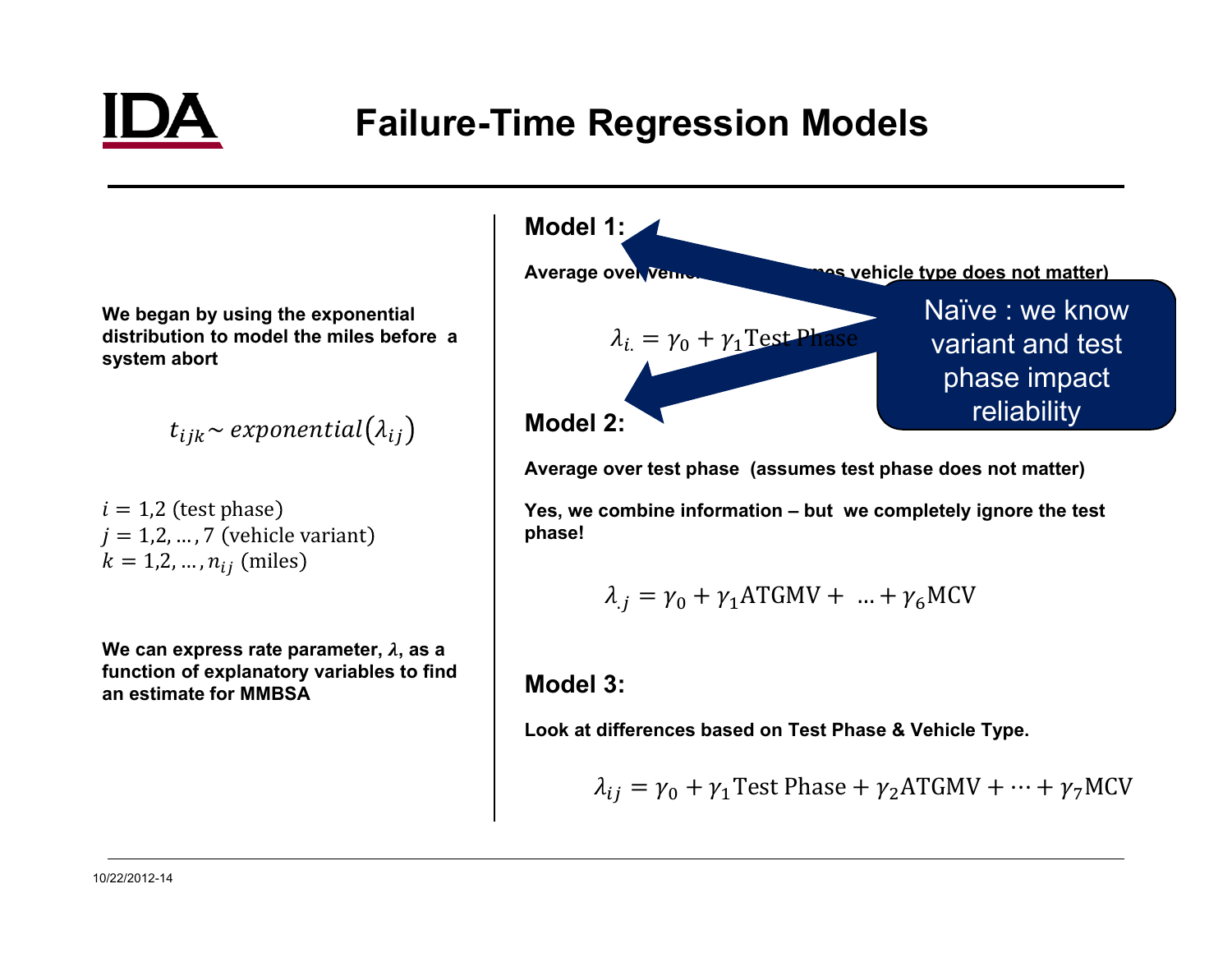# Failure-Time Regression Models

We began by using the exponential distribution to model the miles before a system abort

$$t_{ijk} \sim exponential(\lambda_{ij})$$

$i = 1,2$ (test phase)
$j = 1,2, \ldots, 7$ (vehicle variant)
$k = 1,2, \ldots, n_{ij}$ (miles)

We can express rate parameter, $\lambda$, as a function of explanatory variables to find an estimate for MMBSA

**Model 1:**

Average over vehicle ... (assumes vehicle type does not matter)

$$\lambda_{i.} = \gamma_0 + \gamma_1 \text{Test Phase}$$

Naïve : we know variant and test phase impact reliability

**Model 2:**

Average over test phase (assumes test phase does not matter)

Yes, we combine information – but we completely ignore the test phase!

$$\lambda_{.j} = \gamma_0 + \gamma_1 \text{ATGMV} + \ldots + \gamma_6 \text{MCV}$$

**Model 3:**

Look at differences based on Test Phase & Vehicle Type.

$$\lambda_{ij} = \gamma_0 + \gamma_1 \text{Test Phase} + \gamma_2 \text{ATGMV} + \cdots + \gamma_7 \text{MCV}$$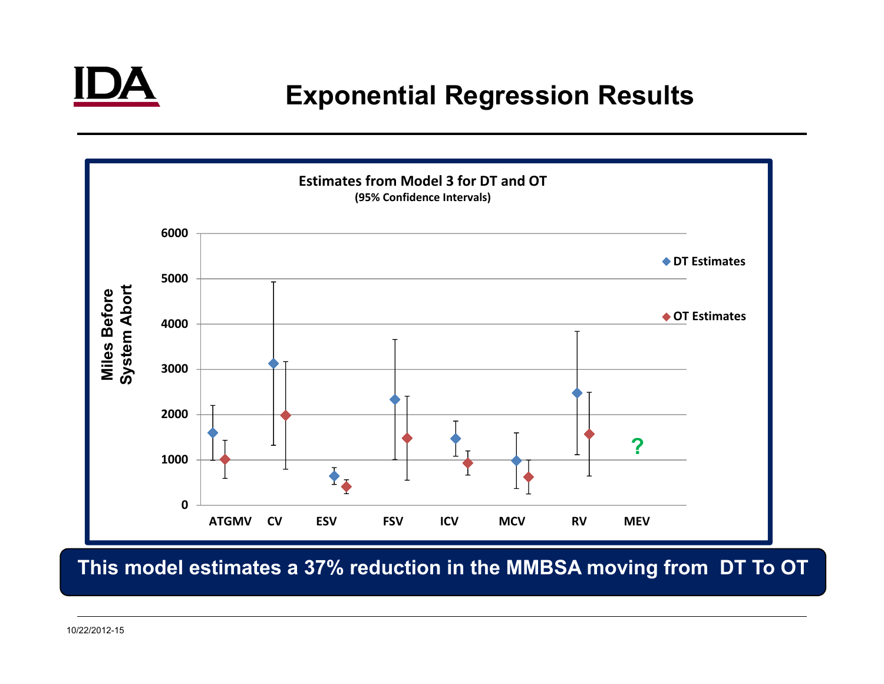# Exponential Regression Results

**Estimates from Model 3 for DT and OT**
**(95% Confidence Intervals)**

Miles Before System Abort

0, 1000, 2000, 3000, 4000, 5000, 6000

ATGMV, CV, ESV, FSV, ICV, MCV, RV, MEV

◆ DT Estimates
◆ OT Estimates

?

**This model estimates a 37% reduction in the MMBSA moving from DT To OT**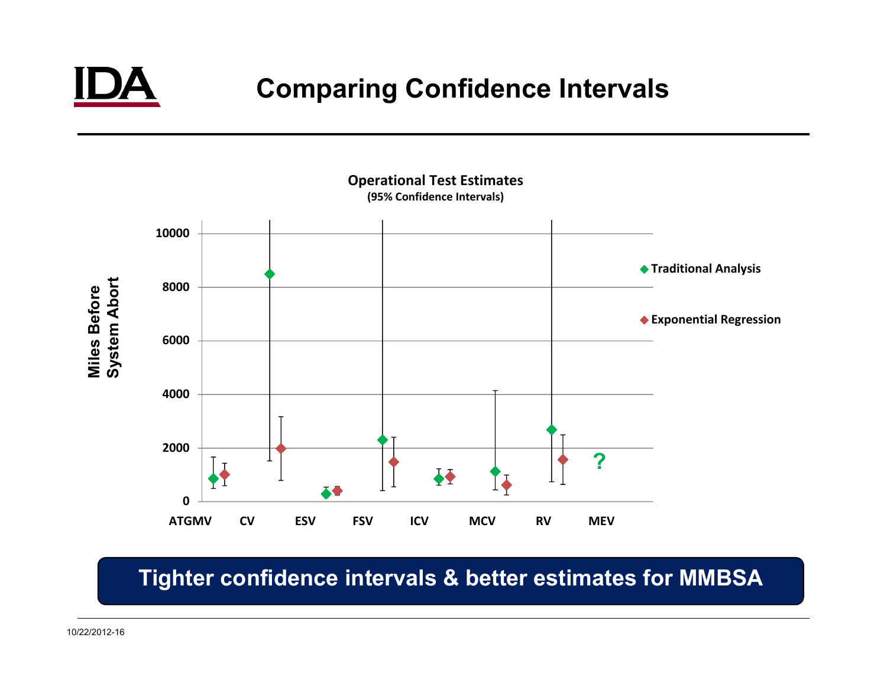# Comparing Confidence Intervals

**Operational Test Estimates**
**(95% Confidence Intervals)**

Miles Before System Abort

10000
8000
6000
4000
2000
0

ATGMV CV ESV FSV ICV MCV RV MEV

◆ Traditional Analysis

◆ Exponential Regression

?

**Tighter confidence intervals & better estimates for MMBSA**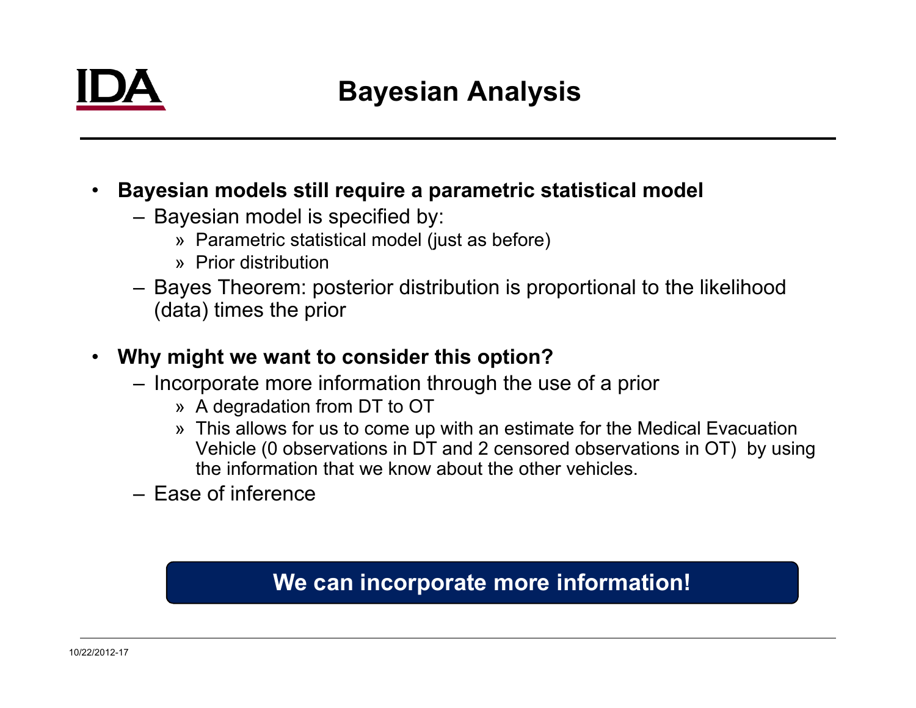# Bayesian Analysis

- **Bayesian models still require a parametric statistical model**
  - Bayesian model is specified by:
    - Parametric statistical model (just as before)
    - Prior distribution
  - Bayes Theorem: posterior distribution is proportional to the likelihood (data) times the prior

- **Why might we want to consider this option?**
  - Incorporate more information through the use of a prior
    - A degradation from DT to OT
    - This allows for us to come up with an estimate for the Medical Evacuation Vehicle (0 observations in DT and 2 censored observations in OT) by using the information that we know about the other vehicles.
  - Ease of inference

**We can incorporate more information!**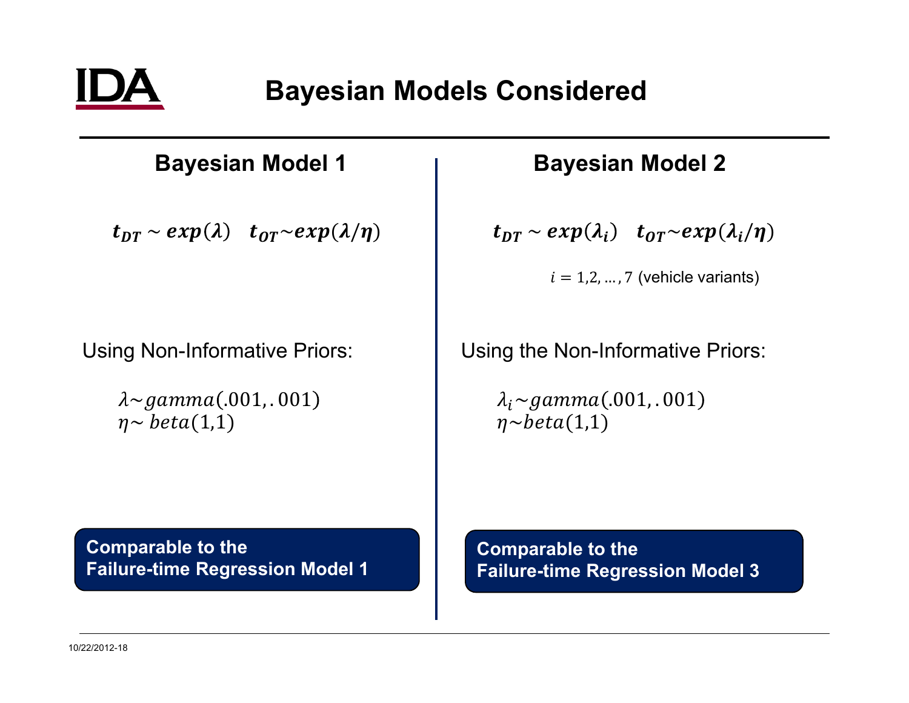# Bayesian Models Considered

## Bayesian Model 1

$$t_{DT} \sim exp(\lambda) \quad t_{OT} \sim exp(\lambda/\eta)$$

Using Non-Informative Priors:

$\lambda \sim gamma(.001, .001)$
$\eta \sim beta(1,1)$

**Comparable to the Failure-time Regression Model 1**

## Bayesian Model 2

$$t_{DT} \sim exp(\lambda_i) \quad t_{OT} \sim exp(\lambda_i/\eta)$$

$i = 1,2,\ldots,7$ (vehicle variants)

Using the Non-Informative Priors:

$\lambda_i \sim gamma(.001, .001)$
$\eta \sim beta(1,1)$

**Comparable to the Failure-time Regression Model 3**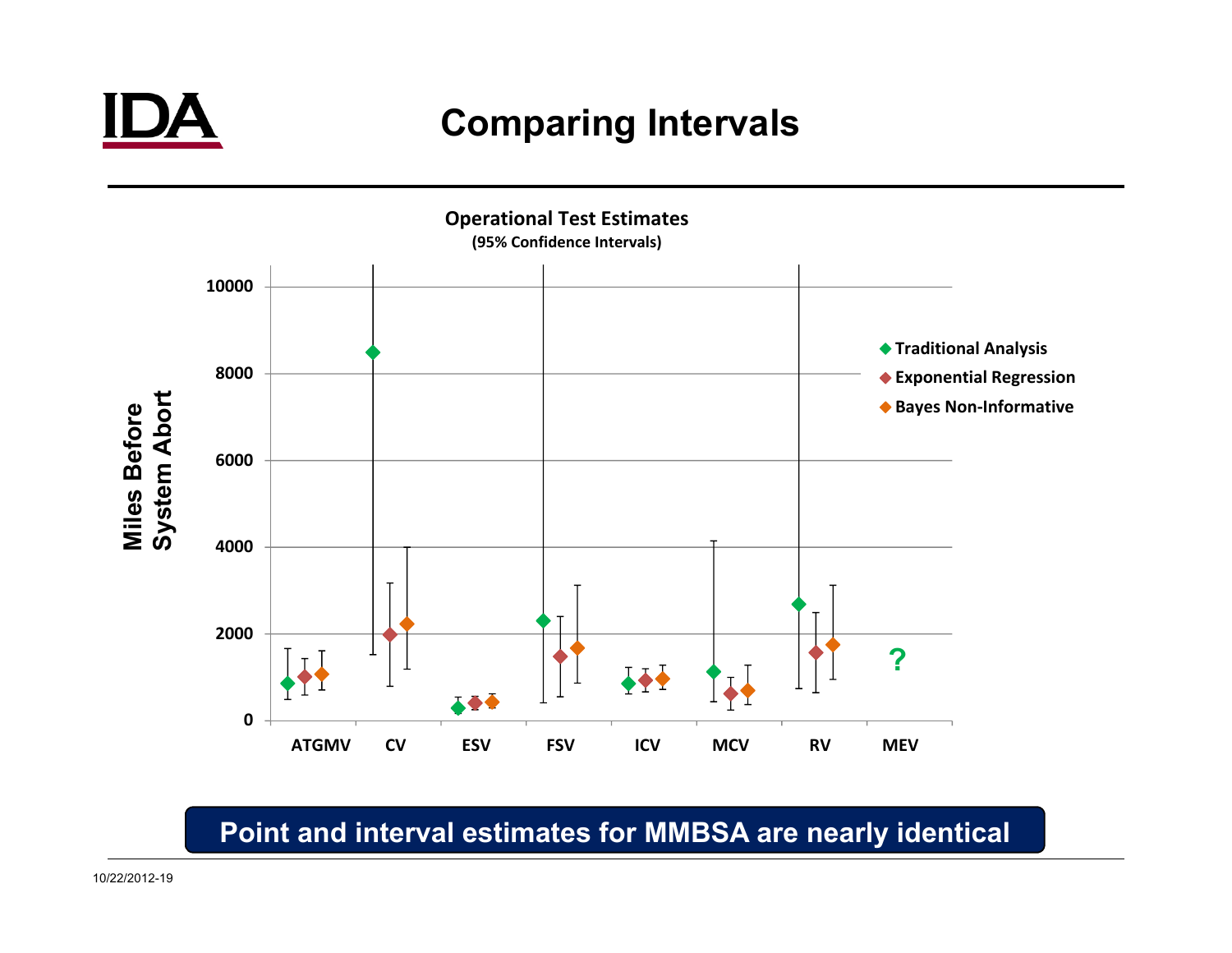# Comparing Intervals

**Operational Test Estimates**
**(95% Confidence Intervals)**

Miles Before System Abort

10000
8000
6000
4000
2000
0

ATGMV CV ESV FSV ICV MCV RV MEV

?

- Traditional Analysis
- Exponential Regression
- Bayes Non-Informative

**Point and interval estimates for MMBSA are nearly identical**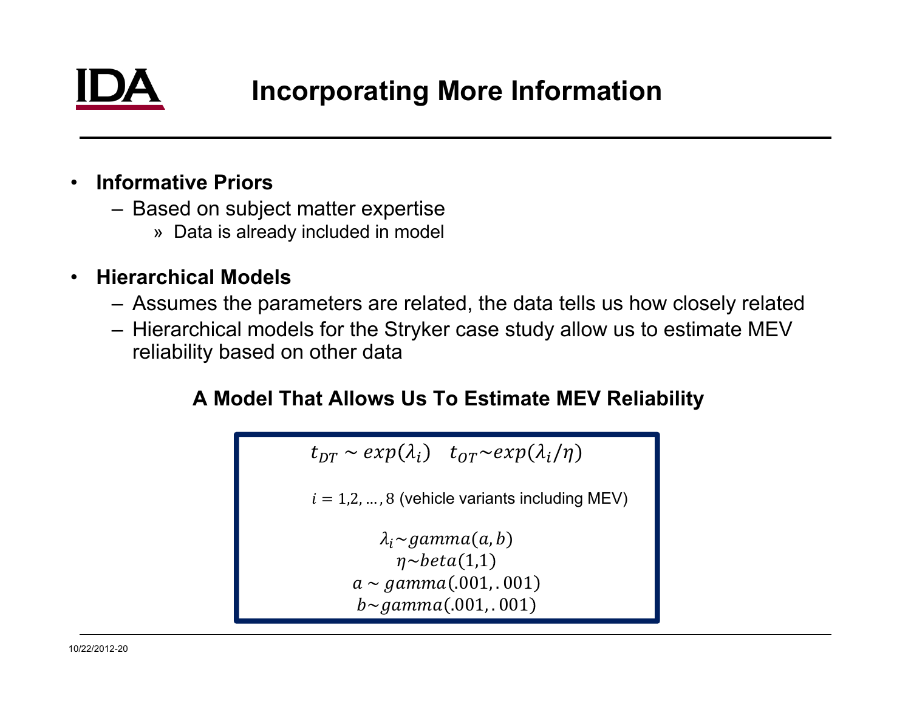# Incorporating More Information

- **Informative Priors**
  - Based on subject matter expertise
    - » Data is already included in model
- **Hierarchical Models**
  - Assumes the parameters are related, the data tells us how closely related
  - Hierarchical models for the Stryker case study allow us to estimate MEV reliability based on other data

**A Model That Allows Us To Estimate MEV Reliability**

$$t_{DT} \sim exp(\lambda_i) \quad t_{OT} \sim exp(\lambda_i/\eta)$$

$i = 1,2,\ldots,8$ (vehicle variants including MEV)

$$\lambda_i \sim gamma(a,b)$$
$$\eta \sim beta(1,1)$$
$$a \sim gamma(.001,.001)$$
$$b \sim gamma(.001,.001)$$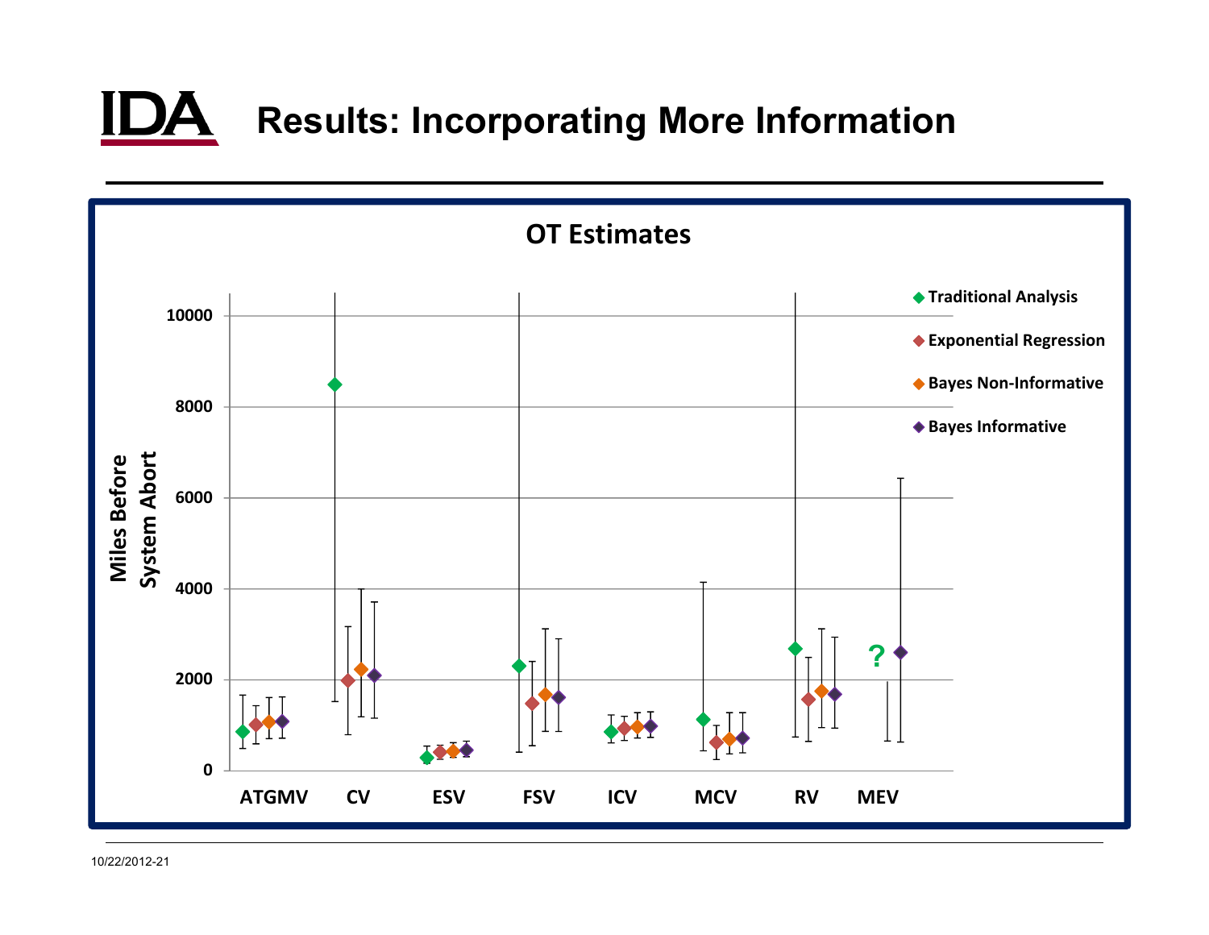# Results: Incorporating More Information

**OT Estimates**

Miles Before System Abort

0, 2000, 4000, 6000, 8000, 10000

ATGMV, CV, ESV, FSV, ICV, MCV, RV, MEV

?

- Traditional Analysis
- Exponential Regression
- Bayes Non-Informative
- Bayes Informative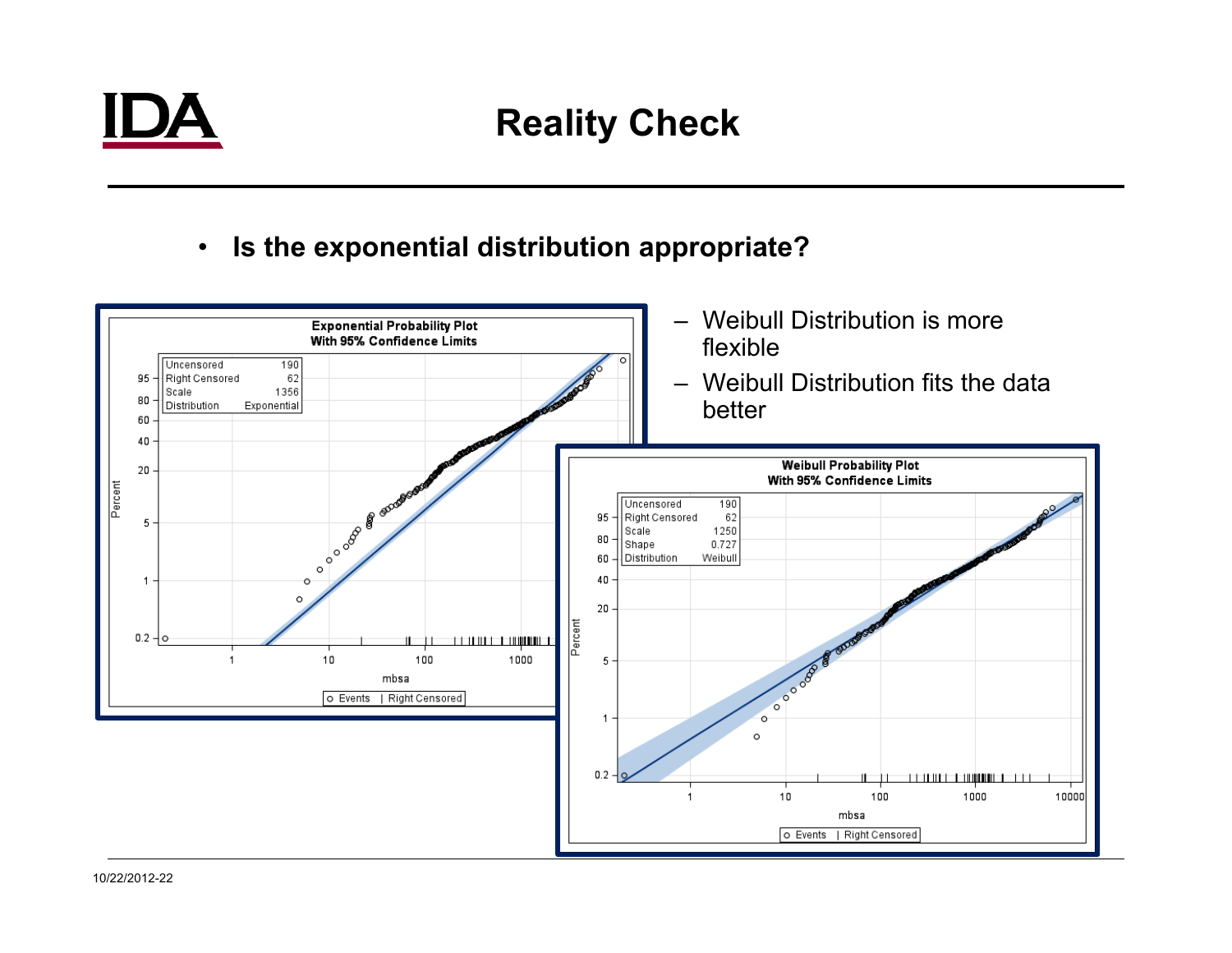# Reality Check

- **Is the exponential distribution appropriate?**

  – Weibull Distribution is more flexible

  – Weibull Distribution fits the data better

**Exponential Probability Plot With 95% Confidence Limits**

| | |
|---|---|
| Uncensored | 190 |
| Right Censored | 62 |
| Scale | 1356 |
| Distribution | Exponential |

**Weibull Probability Plot With 95% Confidence Limits**

| | |
|---|---|
| Uncensored | 190 |
| Right Censored | 62 |
| Scale | 1250 |
| Shape | 0.727 |
| Distribution | Weibull |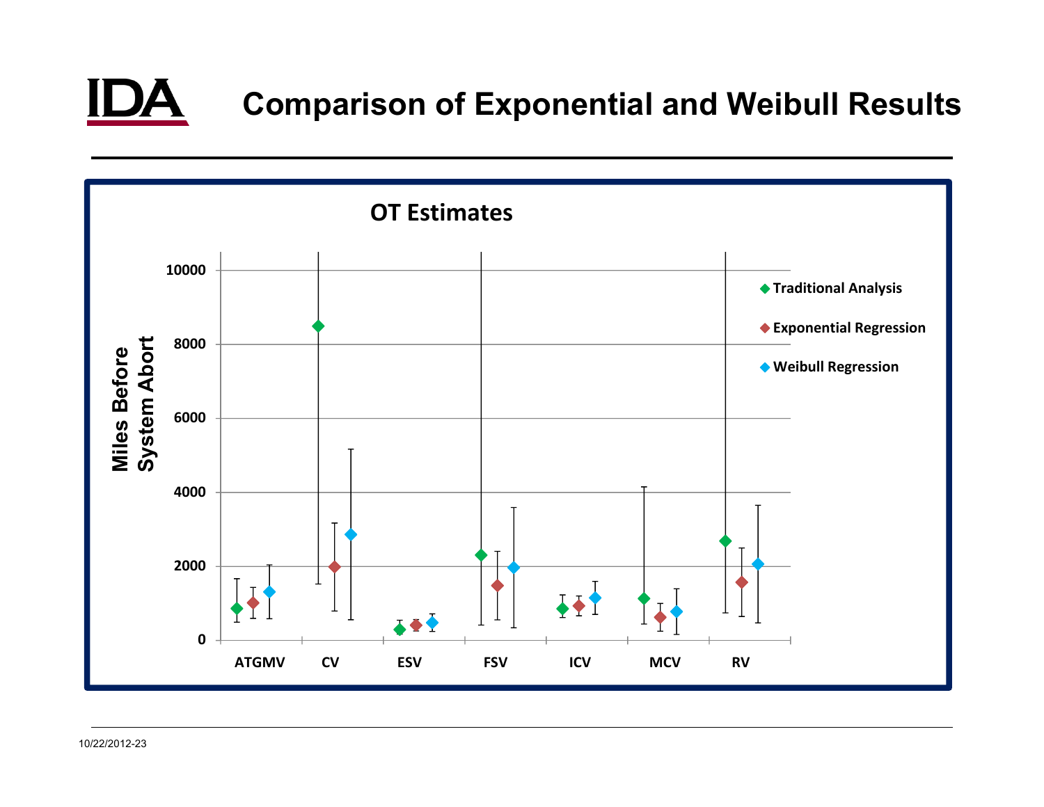# Comparison of Exponential and Weibull Results

**OT Estimates**

Miles Before System Abort

- Traditional Analysis
- Exponential Regression
- Weibull Regression

Y-axis: 0, 2000, 4000, 6000, 8000, 10000

X-axis: ATGMV, CV, ESV, FSV, ICV, MCV, RV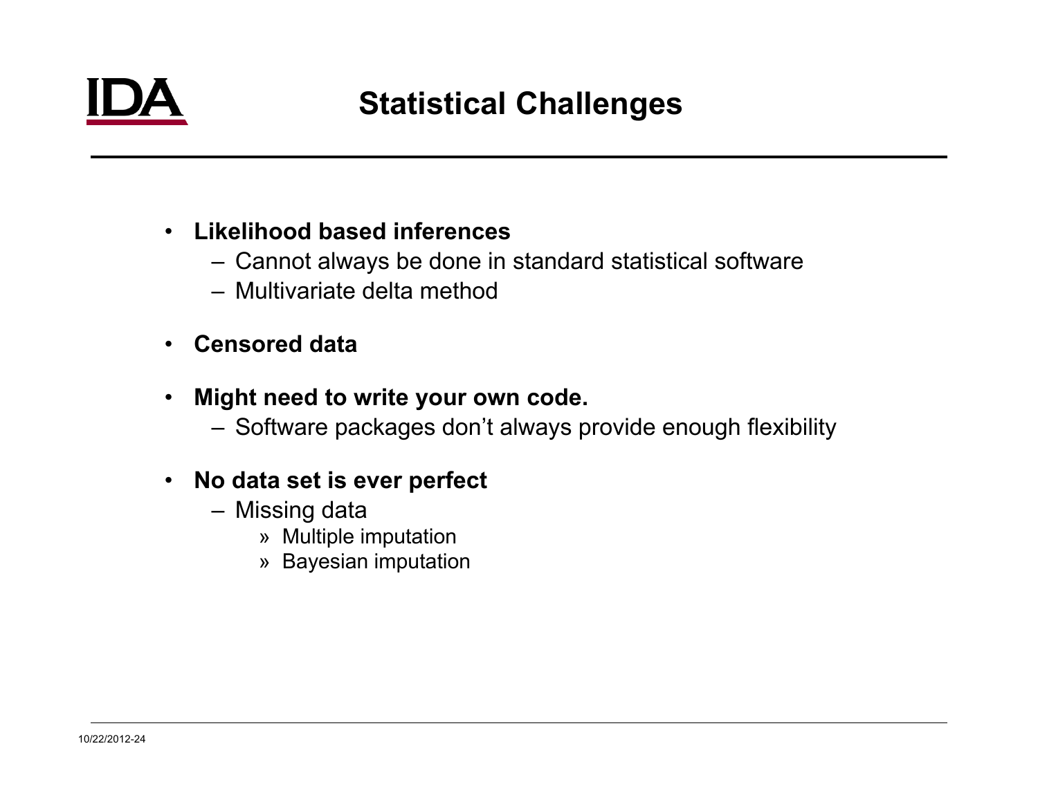# Statistical Challenges

- **Likelihood based inferences**
  - Cannot always be done in standard statistical software
  - Multivariate delta method
- **Censored data**
- **Might need to write your own code.**
  - Software packages don't always provide enough flexibility
- **No data set is ever perfect**
  - Missing data
    - Multiple imputation
    - Bayesian imputation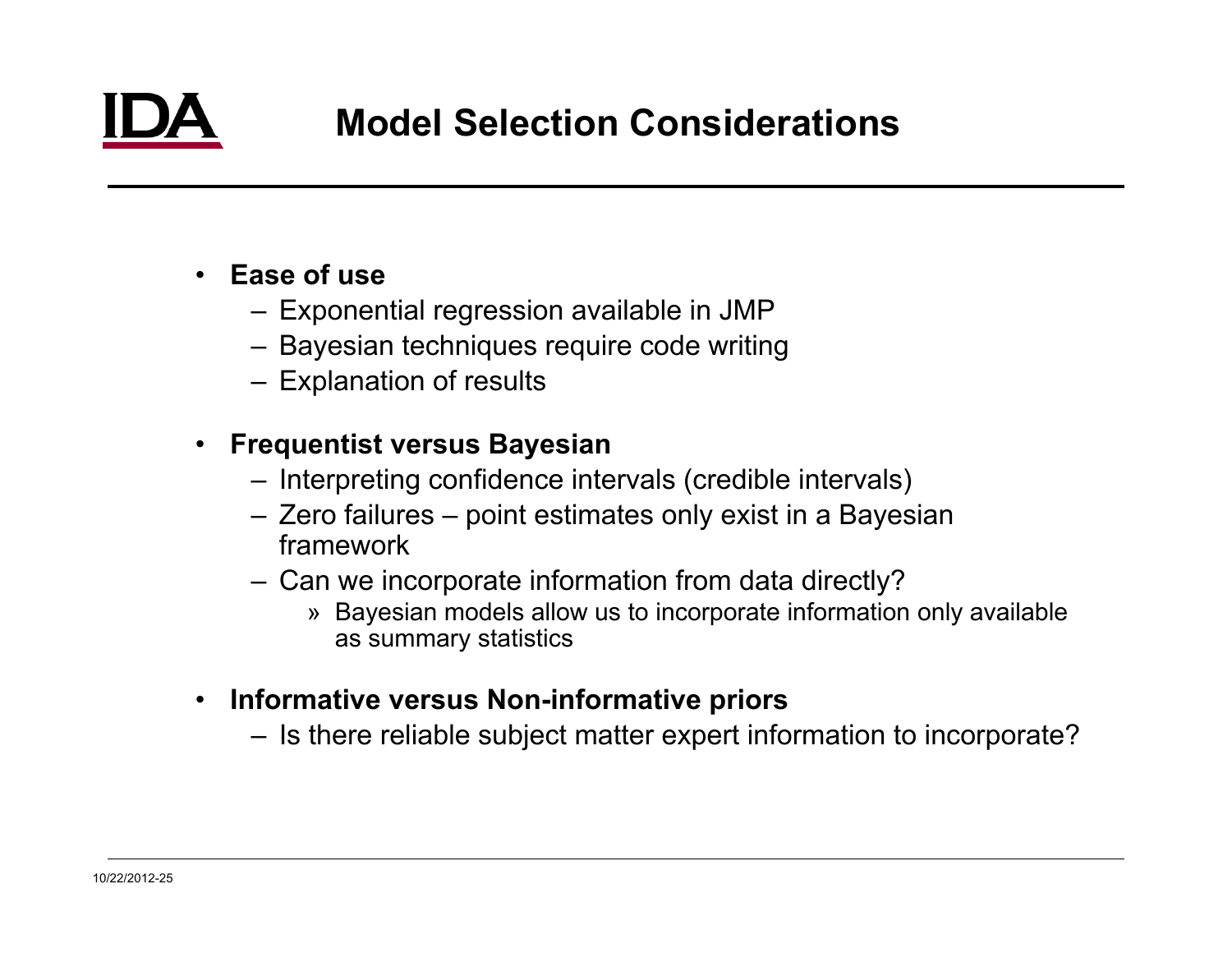# Model Selection Considerations

- **Ease of use**
  - Exponential regression available in JMP
  - Bayesian techniques require code writing
  - Explanation of results
- **Frequentist versus Bayesian**
  - Interpreting confidence intervals (credible intervals)
  - Zero failures – point estimates only exist in a Bayesian framework
  - Can we incorporate information from data directly?
    - Bayesian models allow us to incorporate information only available as summary statistics
- **Informative versus Non-informative priors**
  - Is there reliable subject matter expert information to incorporate?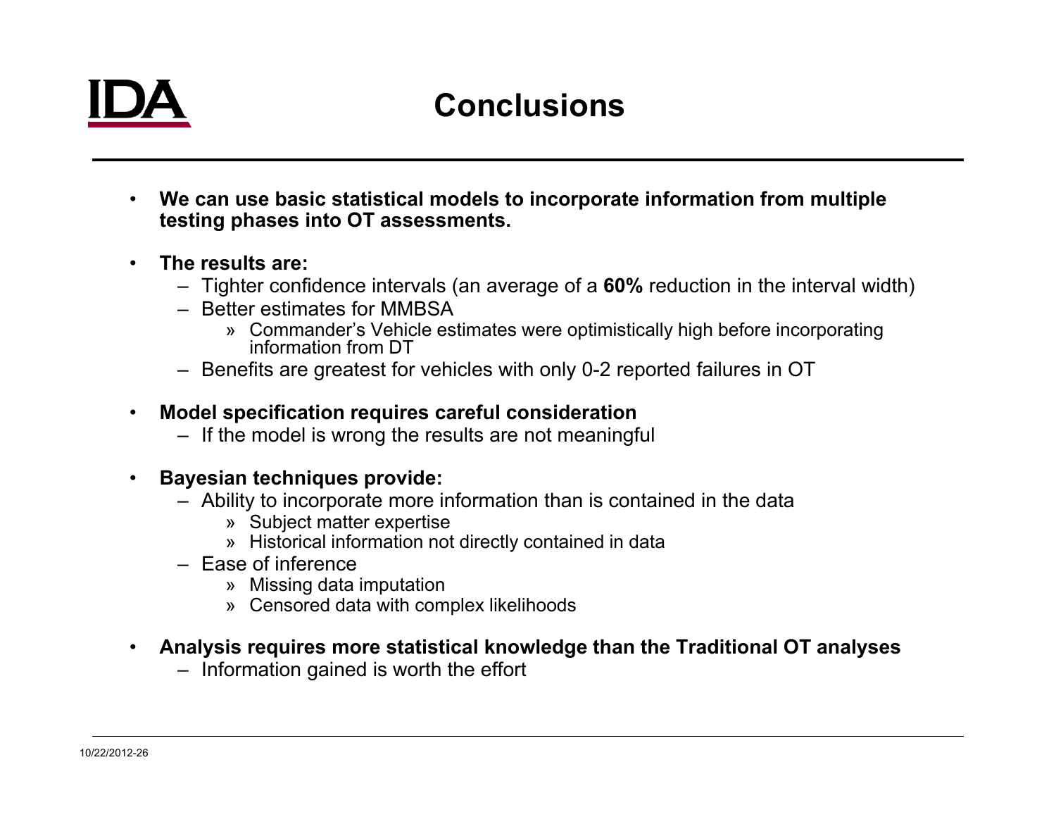# Conclusions

- **We can use basic statistical models to incorporate information from multiple testing phases into OT assessments.**
- **The results are:**
  - Tighter confidence intervals (an average of a **60%** reduction in the interval width)
  - Better estimates for MMBSA
    - Commander's Vehicle estimates were optimistically high before incorporating information from DT
  - Benefits are greatest for vehicles with only 0-2 reported failures in OT
- **Model specification requires careful consideration**
  - If the model is wrong the results are not meaningful
- **Bayesian techniques provide:**
  - Ability to incorporate more information than is contained in the data
    - Subject matter expertise
    - Historical information not directly contained in data
  - Ease of inference
    - Missing data imputation
    - Censored data with complex likelihoods
- **Analysis requires more statistical knowledge than the Traditional OT analyses**
  - Information gained is worth the effort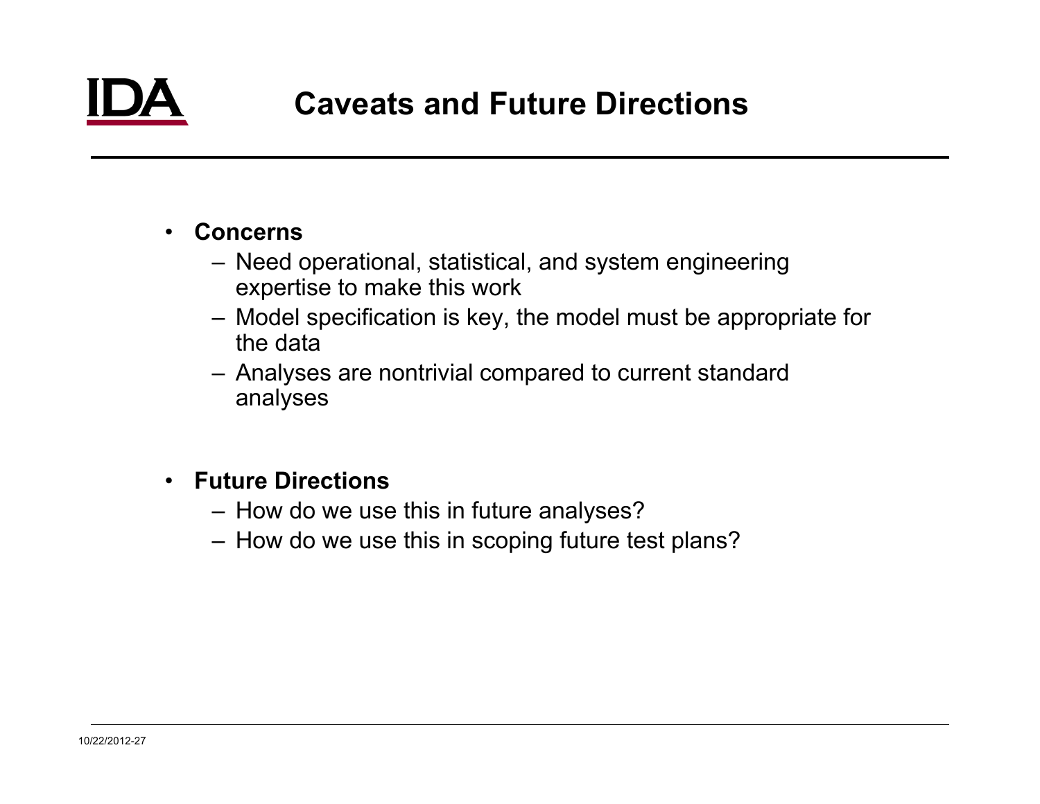# Caveats and Future Directions

- **Concerns**
  - Need operational, statistical, and system engineering expertise to make this work
  - Model specification is key, the model must be appropriate for the data
  - Analyses are nontrivial compared to current standard analyses

- **Future Directions**
  - How do we use this in future analyses?
  - How do we use this in scoping future test plans?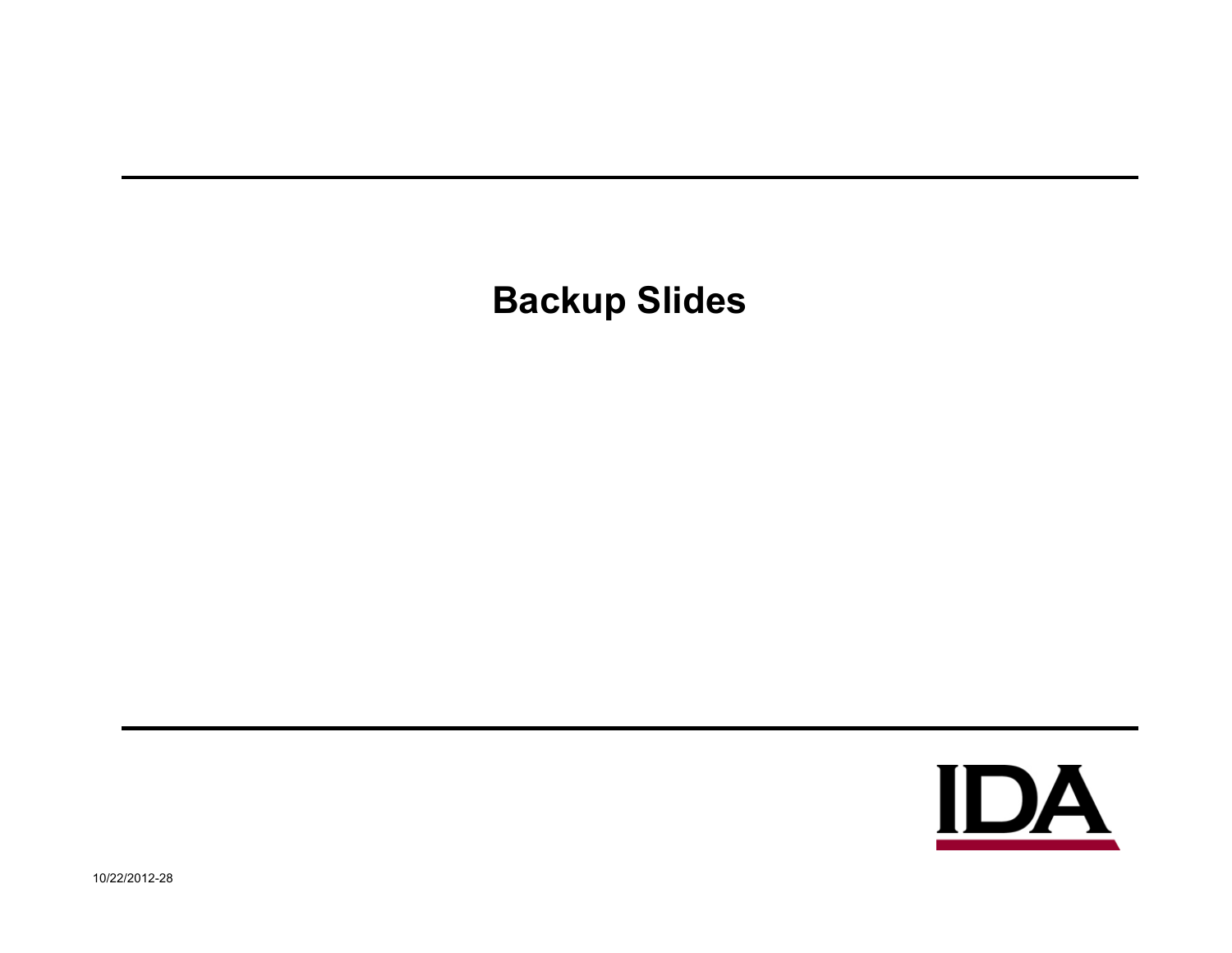# Backup Slides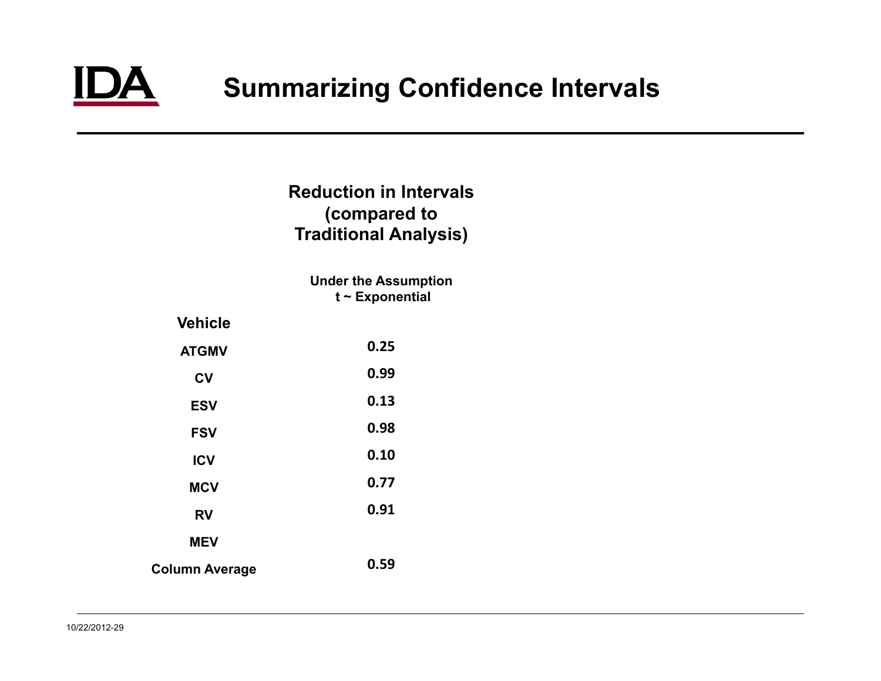# Summarizing Confidence Intervals

| | Reduction in Intervals (compared to Traditional Analysis) |
|---|---|
| | **Under the Assumption t ~ Exponential** |
| **Vehicle** | |
| **ATGMV** | 0.25 |
| **CV** | 0.99 |
| **ESV** | 0.13 |
| **FSV** | 0.98 |
| **ICV** | 0.10 |
| **MCV** | 0.77 |
| **RV** | 0.91 |
| **MEV** | |
| **Column Average** | 0.59 |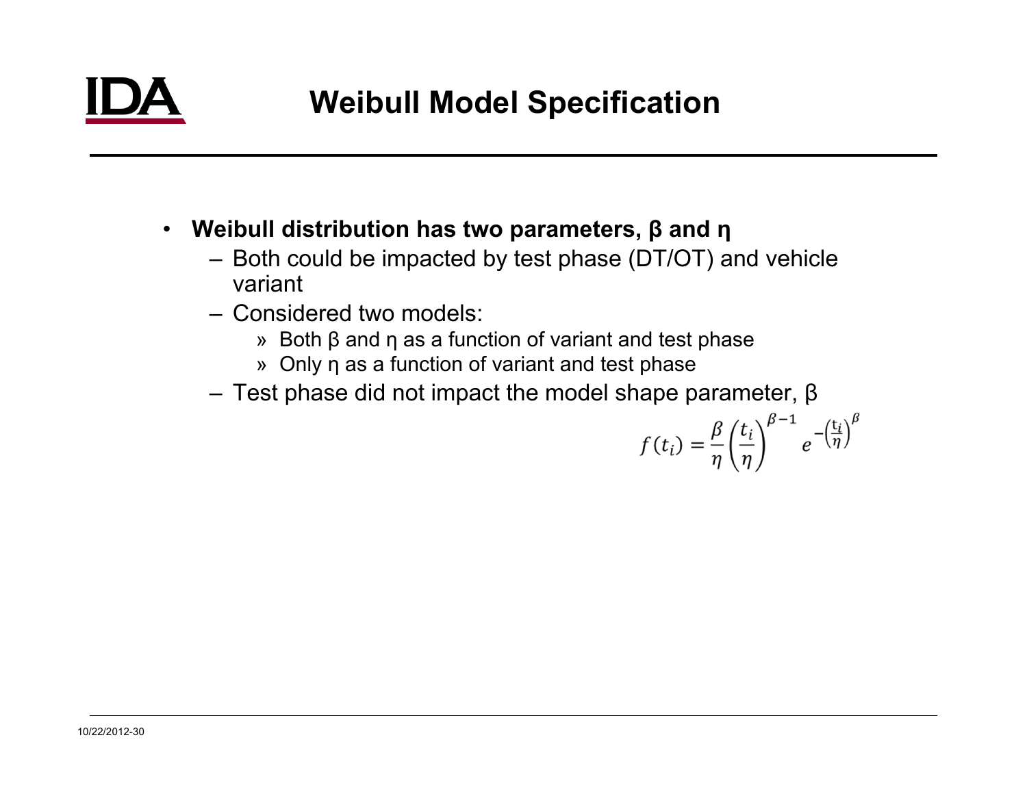# Weibull Model Specification

- **Weibull distribution has two parameters, β and η**
  - Both could be impacted by test phase (DT/OT) and vehicle variant
  - Considered two models:
    - Both β and η as a function of variant and test phase
    - Only η as a function of variant and test phase
  - Test phase did not impact the model shape parameter, β

$$f(t_i) = \frac{\beta}{\eta}\left(\frac{t_i}{\eta}\right)^{\beta-1} e^{-\left(\frac{t_i}{\eta}\right)^{\beta}}$$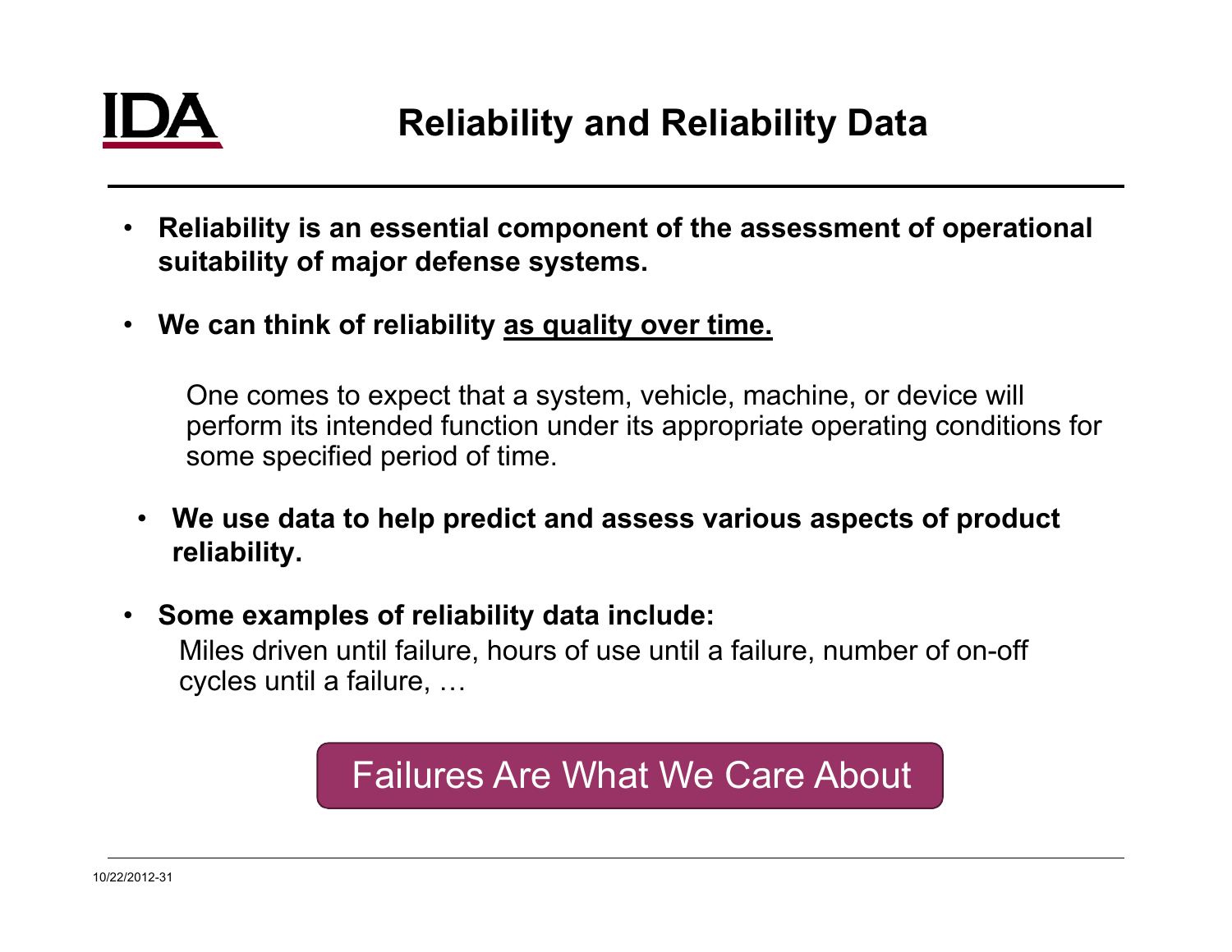# Reliability and Reliability Data

- **Reliability is an essential component of the assessment of operational suitability of major defense systems.**
- **We can think of reliability <u>as quality over time.</u>**

  One comes to expect that a system, vehicle, machine, or device will perform its intended function under its appropriate operating conditions for some specified period of time.

- **We use data to help predict and assess various aspects of product reliability.**
- **Some examples of reliability data include:**
  Miles driven until failure, hours of use until a failure, number of on-off cycles until a failure, …

Failures Are What We Care About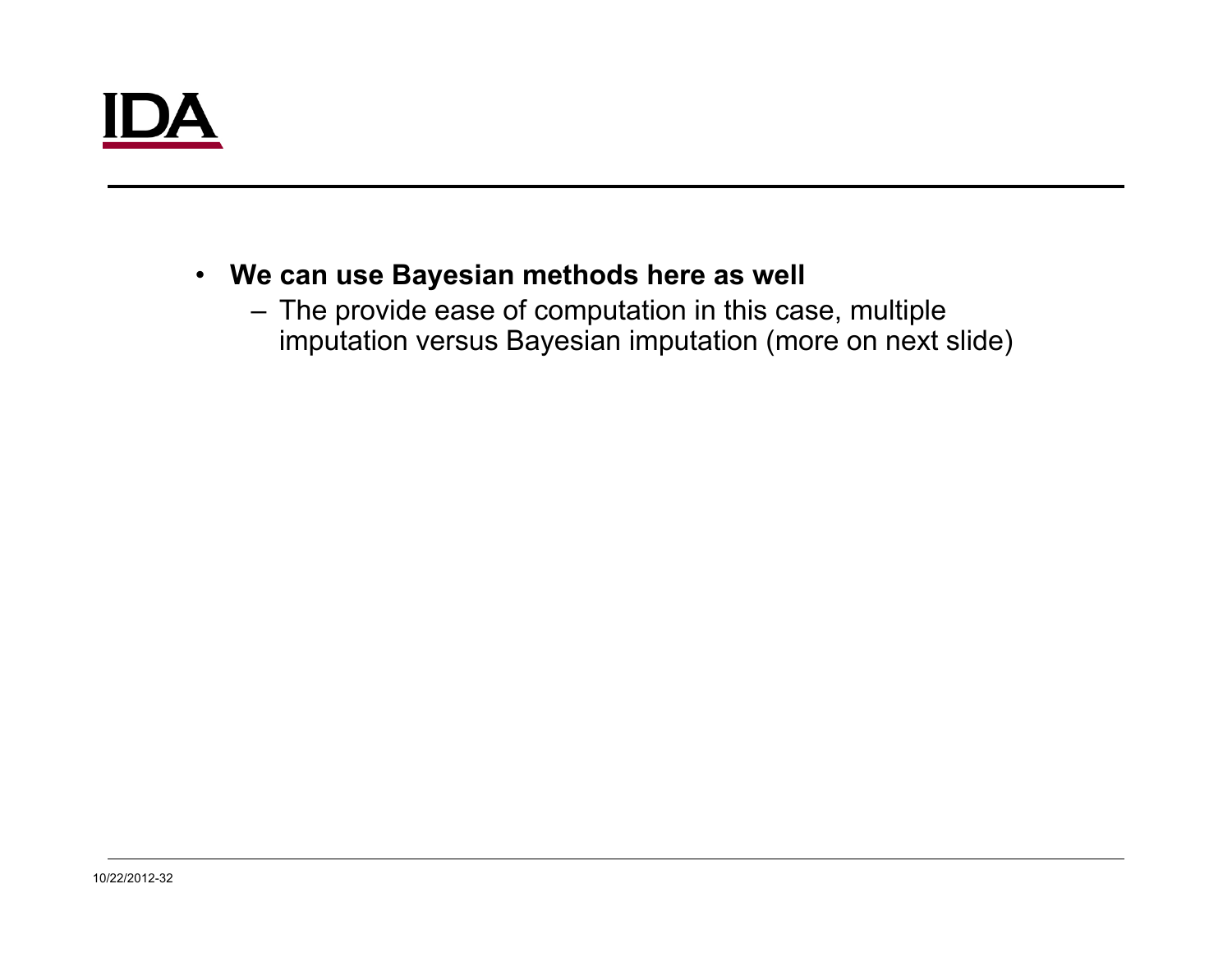- **We can use Bayesian methods here as well**
  - The provide ease of computation in this case, multiple imputation versus Bayesian imputation (more on next slide)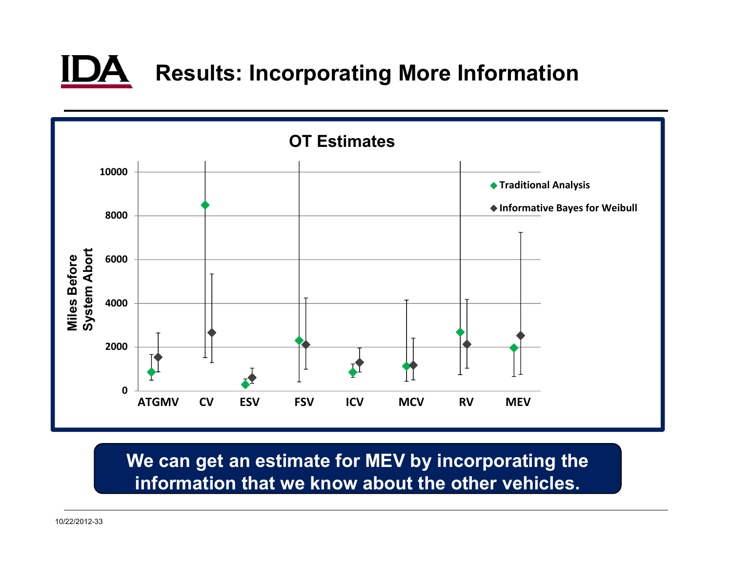# Results: Incorporating More Information

OT Estimates

Miles Before System Abort

10000
8000
6000
4000
2000
0

ATGMV CV ESV FSV ICV MCV RV MEV

Traditional Analysis

Informative Bayes for Weibull

**We can get an estimate for MEV by incorporating the information that we know about the other vehicles.**